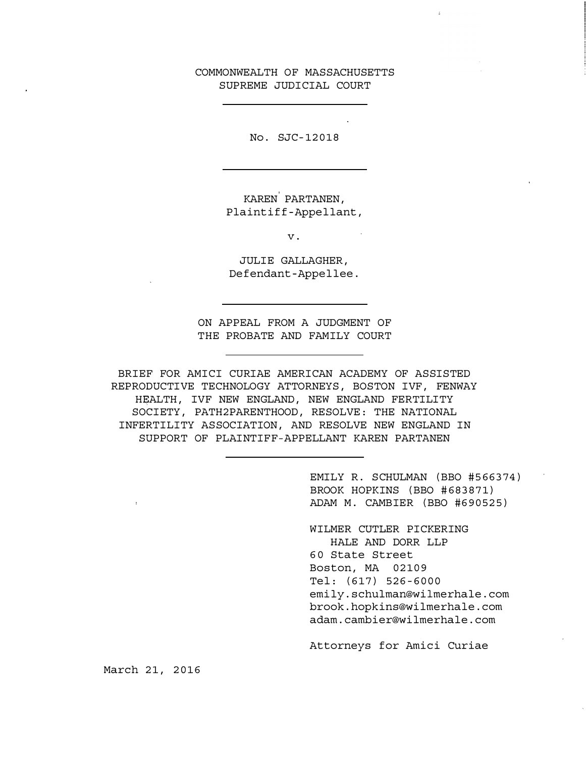COMMONWEALTH OF MASSACHUSETTS
SUPREME JUDICIAL COURT

---

No. SJC-12018

---

KAREN PARTANEN,
Plaintiff-Appellant,

v.

JULIE GALLAGHER,
Defendant-Appellee.

---

ON APPEAL FROM A JUDGMENT OF
THE PROBATE AND FAMILY COURT

---

BRIEF FOR AMICI CURIAE AMERICAN ACADEMY OF ASSISTED REPRODUCTIVE TECHNOLOGY ATTORNEYS, BOSTON IVF, FENWAY HEALTH, IVF NEW ENGLAND, NEW ENGLAND FERTILITY SOCIETY, PATH2PARENTHOOD, RESOLVE: THE NATIONAL INFERTILITY ASSOCIATION, AND RESOLVE NEW ENGLAND IN SUPPORT OF PLAINTIFF-APPELLANT KAREN PARTANEN

---

EMILY R. SCHULMAN (BBO #566374)
BROOK HOPKINS (BBO #683871)
ADAM M. CAMBIER (BBO #690525)

WILMER CUTLER PICKERING
HALE AND DORR LLP
60 State Street
Boston, MA 02109
Tel: (617) 526-6000
emily.schulman@wilmerhale.com
brook.hopkins@wilmerhale.com
adam.cambier@wilmerhale.com

Attorneys for Amici Curiae

March 21, 2016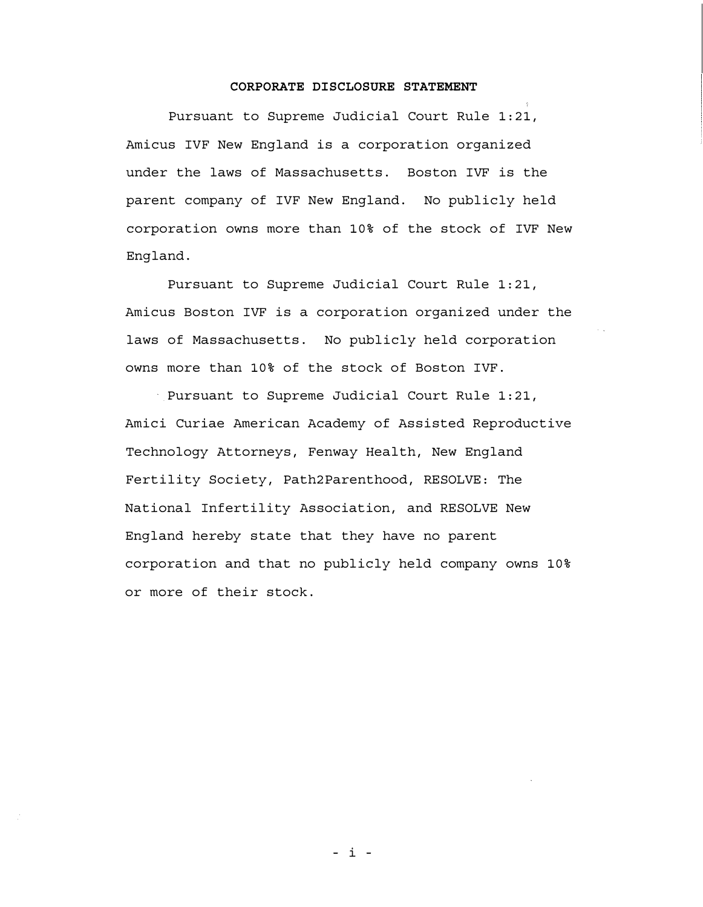## CORPORATE DISCLOSURE STATEMENT

Pursuant to Supreme Judicial Court Rule 1:21, Amicus IVF New England is a corporation organized under the laws of Massachusetts. Boston IVF is the parent company of IVF New England. No publicly held corporation owns more than 10% of the stock of IVF New England.

Pursuant to Supreme Judicial Court Rule 1:21, Amicus Boston IVF is a corporation organized under the laws of Massachusetts. No publicly held corporation owns more than 10% of the stock of Boston IVF.

Pursuant to Supreme Judicial Court Rule 1:21, Amici Curiae American Academy of Assisted Reproductive Technology Attorneys, Fenway Health, New England Fertility Society, Path2Parenthood, RESOLVE: The National Infertility Association, and RESOLVE New England hereby state that they have no parent corporation and that no publicly held company owns 10% or more of their stock.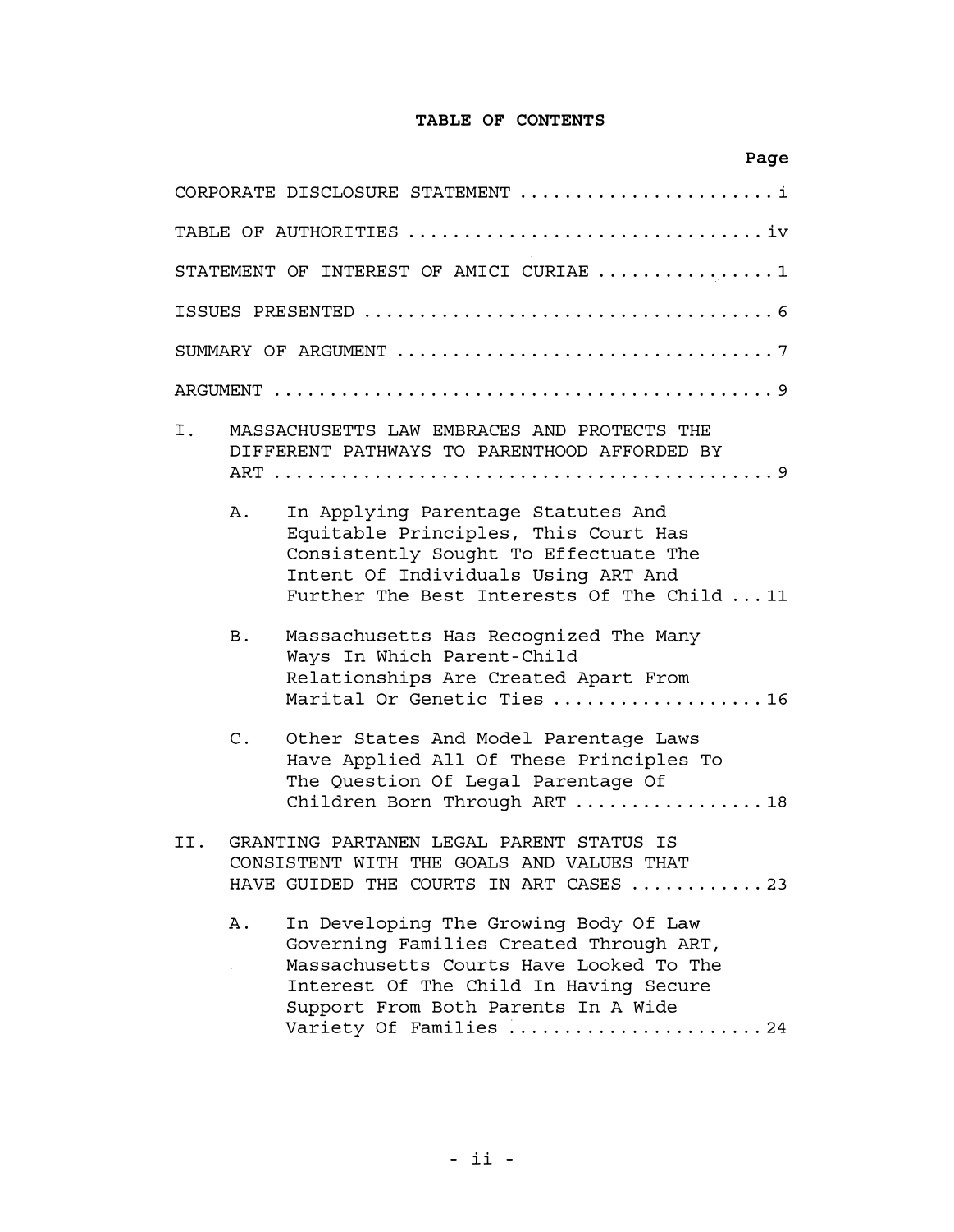# TABLE OF CONTENTS

| | Page |
|---|---|
| CORPORATE DISCLOSURE STATEMENT | i |
| TABLE OF AUTHORITIES | iv |
| STATEMENT OF INTEREST OF AMICI CURIAE | 1 |
| ISSUES PRESENTED | 6 |
| SUMMARY OF ARGUMENT | 7 |
| ARGUMENT | 9 |
| I. MASSACHUSETTS LAW EMBRACES AND PROTECTS THE DIFFERENT PATHWAYS TO PARENTHOOD AFFORDED BY ART | 9 |
| A. In Applying Parentage Statutes And Equitable Principles, This Court Has Consistently Sought To Effectuate The Intent Of Individuals Using ART And Further The Best Interests Of The Child | 11 |
| B. Massachusetts Has Recognized The Many Ways In Which Parent-Child Relationships Are Created Apart From Marital Or Genetic Ties | 16 |
| C. Other States And Model Parentage Laws Have Applied All Of These Principles To The Question Of Legal Parentage Of Children Born Through ART | 18 |
| II. GRANTING PARTANEN LEGAL PARENT STATUS IS CONSISTENT WITH THE GOALS AND VALUES THAT HAVE GUIDED THE COURTS IN ART CASES | 23 |
| A. In Developing The Growing Body Of Law Governing Families Created Through ART, Massachusetts Courts Have Looked To The Interest Of The Child In Having Secure Support From Both Parents In A Wide Variety Of Families | 24 |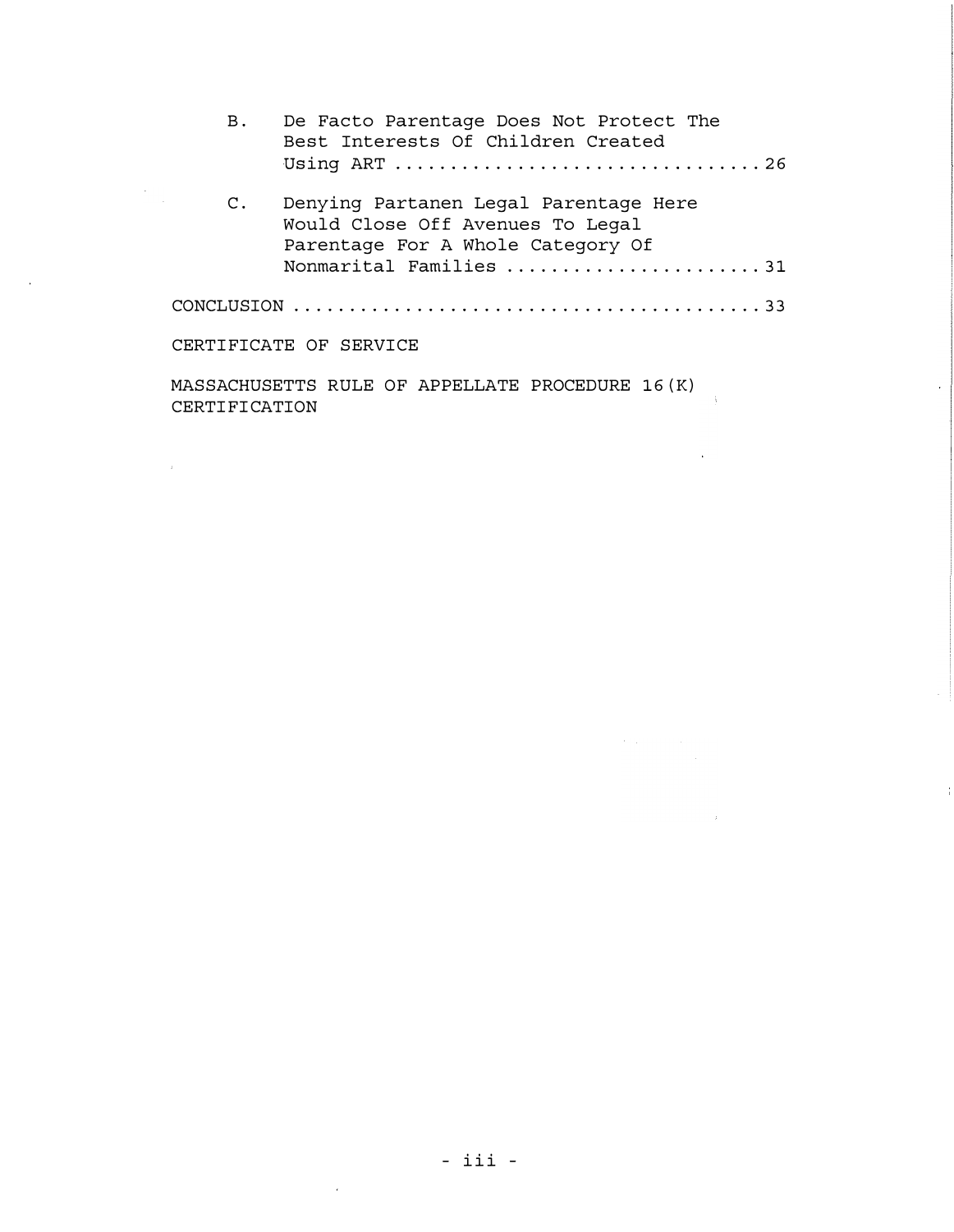B. De Facto Parentage Does Not Protect The Best Interests Of Children Created Using ART ........ 26

C. Denying Partanen Legal Parentage Here Would Close Off Avenues To Legal Parentage For A Whole Category Of Nonmarital Families ........ 31

CONCLUSION ........ 33

CERTIFICATE OF SERVICE

MASSACHUSETTS RULE OF APPELLATE PROCEDURE 16(K) CERTIFICATION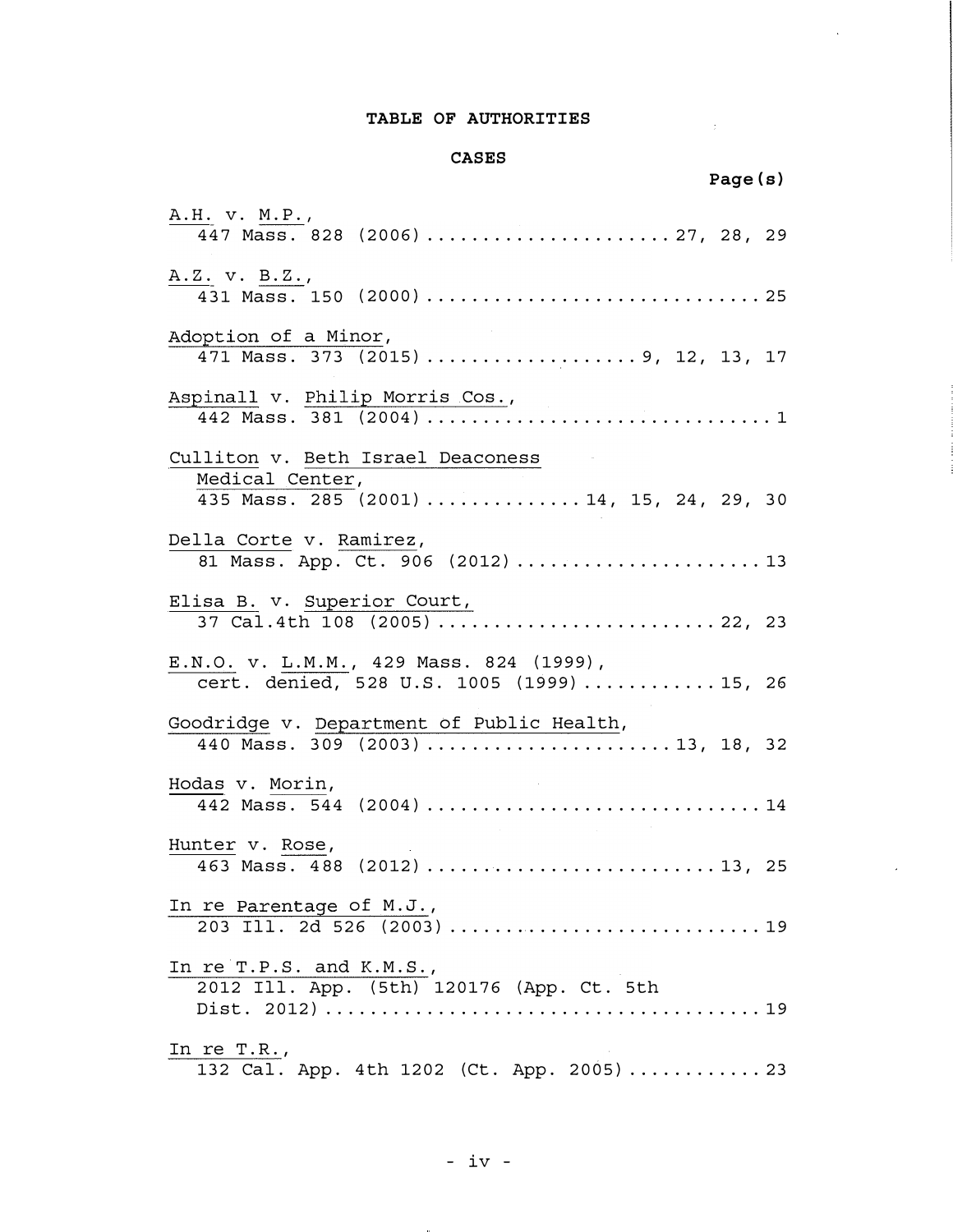# TABLE OF AUTHORITIES

## CASES

**Page(s)**

A.H. v. M.P., 447 Mass. 828 (2006) .................... 27, 28, 29

A.Z. v. B.Z., 431 Mass. 150 (2000) .................... 25

Adoption of a Minor, 471 Mass. 373 (2015) .................... 9, 12, 13, 17

Aspinall v. Philip Morris Cos., 442 Mass. 381 (2004) .................... 1

Culliton v. Beth Israel Deaconess Medical Center, 435 Mass. 285 (2001) .................... 14, 15, 24, 29, 30

Della Corte v. Ramirez, 81 Mass. App. Ct. 906 (2012) .................... 13

Elisa B. v. Superior Court, 37 Cal.4th 108 (2005) .................... 22, 23

E.N.O. v. L.M.M., 429 Mass. 824 (1999), cert. denied, 528 U.S. 1005 (1999) .................... 15, 26

Goodridge v. Department of Public Health, 440 Mass. 309 (2003) .................... 13, 18, 32

Hodas v. Morin, 442 Mass. 544 (2004) .................... 14

Hunter v. Rose, 463 Mass. 488 (2012) .................... 13, 25

In re Parentage of M.J., 203 Ill. 2d 526 (2003) .................... 19

In re T.P.S. and K.M.S., 2012 Ill. App. (5th) 120176 (App. Ct. 5th Dist. 2012) .................... 19

In re T.R., 132 Cal. App. 4th 1202 (Ct. App. 2005) .................... 23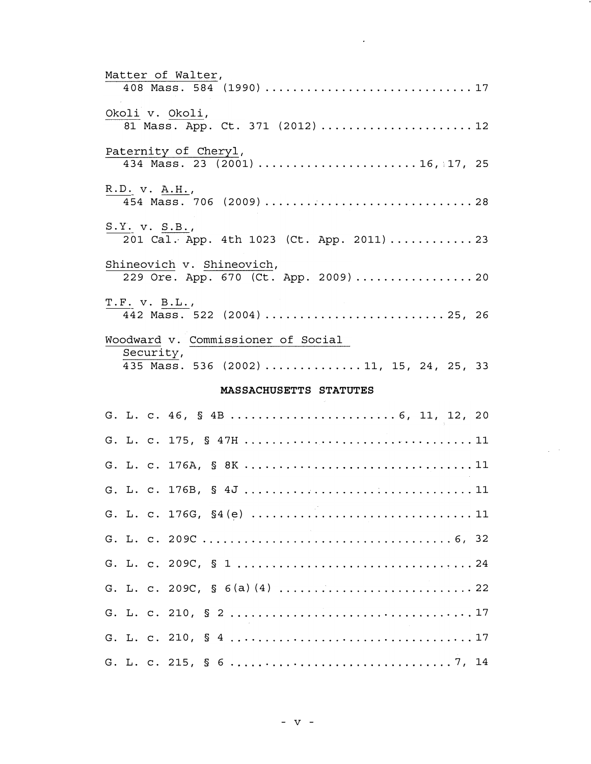Matter of Walter,
  408 Mass. 584 (1990) .............................. 17

Okoli v. Okoli,
  81 Mass. App. Ct. 371 (2012) ...................... 12

Paternity of Cheryl,
  434 Mass. 23 (2001) ....................... 16, 17, 25

R.D. v. A.H.,
  454 Mass. 706 (2009) .............................. 28

S.Y. v. S.B.,
  201 Cal. App. 4th 1023 (Ct. App. 2011) ............ 23

Shineovich v. Shineovich,
  229 Ore. App. 670 (Ct. App. 2009) ................. 20

T.F. v. B.L.,
  442 Mass. 522 (2004) .......................... 25, 26

Woodward v. Commissioner of Social Security,
  435 Mass. 536 (2002) ............. 11, 15, 24, 25, 33

**MASSACHUSETTS STATUTES**

G. L. c. 46, § 4B ........................ 6, 11, 12, 20

G. L. c. 175, § 47H ................................. 11

G. L. c. 176A, § 8K ................................. 11

G. L. c. 176B, § 4J ................................. 11

G. L. c. 176G, §4(e) ................................ 11

G. L. c. 209C .................................... 6, 32

G. L. c. 209C, § 1 .................................. 24

G. L. c. 209C, § 6(a)(4) ............................ 22

G. L. c. 210, § 2 ................................... 17

G. L. c. 210, § 4 ................................... 17

G. L. c. 215, § 6 ................................ 7, 14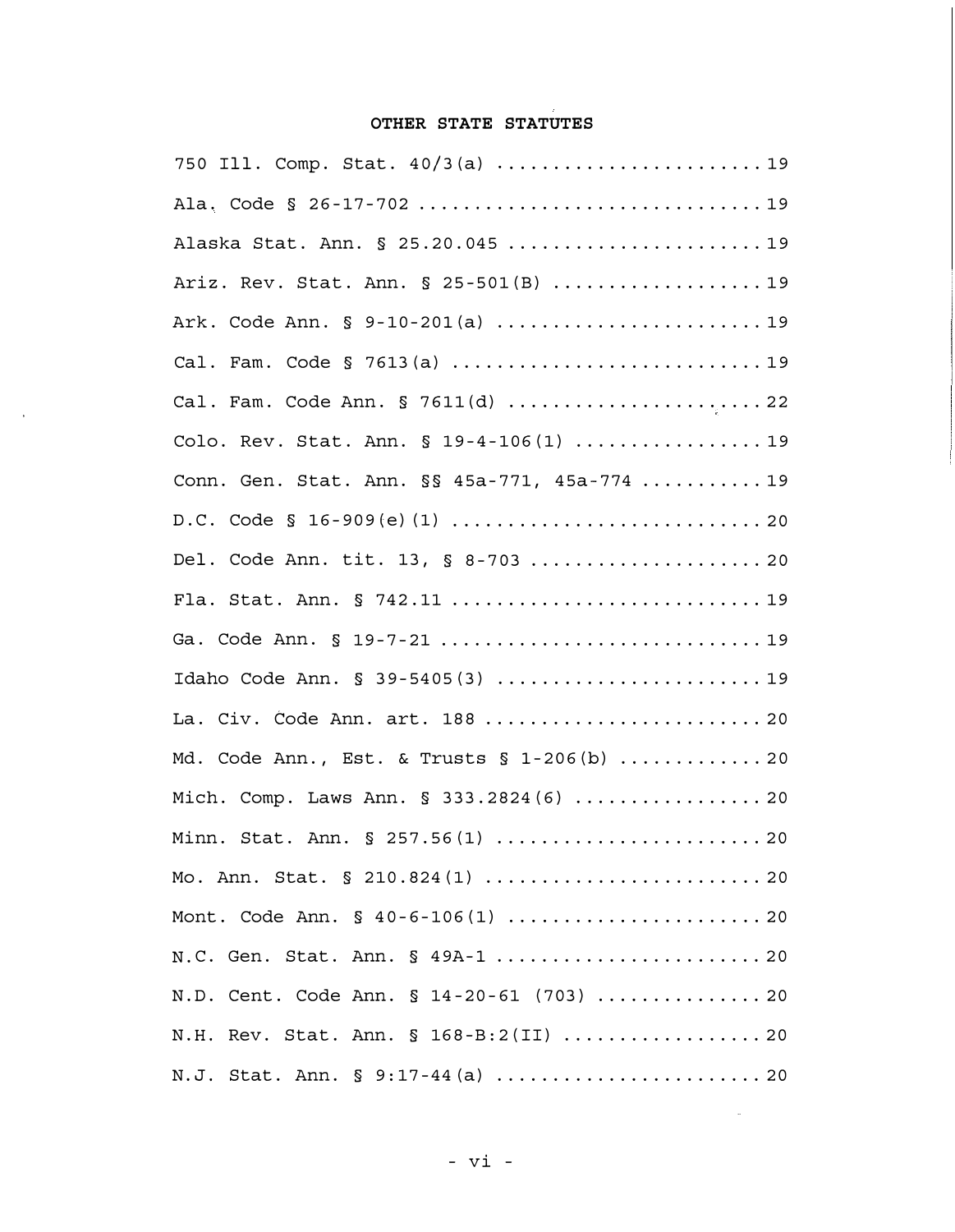## OTHER STATE STATUTES

750 Ill. Comp. Stat. 40/3(a) ........................ 19

Ala. Code § 26-17-702 ............................... 19

Alaska Stat. Ann. § 25.20.045 ....................... 19

Ariz. Rev. Stat. Ann. § 25-501(B) ................... 19

Ark. Code Ann. § 9-10-201(a) ........................ 19

Cal. Fam. Code § 7613(a) ............................ 19

Cal. Fam. Code Ann. § 7611(d) ....................... 22

Colo. Rev. Stat. Ann. § 19-4-106(1) ................. 19

Conn. Gen. Stat. Ann. §§ 45a-771, 45a-774 ........... 19

D.C. Code § 16-909(e)(1) ............................ 20

Del. Code Ann. tit. 13, § 8-703 ..................... 20

Fla. Stat. Ann. § 742.11 ............................ 19

Ga. Code Ann. § 19-7-21 ............................. 19

Idaho Code Ann. § 39-5405(3) ........................ 19

La. Civ. Code Ann. art. 188 ......................... 20

Md. Code Ann., Est. & Trusts § 1-206(b) ............. 20

Mich. Comp. Laws Ann. § 333.2824(6) ................. 20

Minn. Stat. Ann. § 257.56(1) ........................ 20

Mo. Ann. Stat. § 210.824(1) ......................... 20

Mont. Code Ann. § 40-6-106(1) ....................... 20

N.C. Gen. Stat. Ann. § 49A-1 ........................ 20

N.D. Cent. Code Ann. § 14-20-61 (703) ............... 20

N.H. Rev. Stat. Ann. § 168-B:2(II) .................. 20

N.J. Stat. Ann. § 9:17-44(a) ........................ 20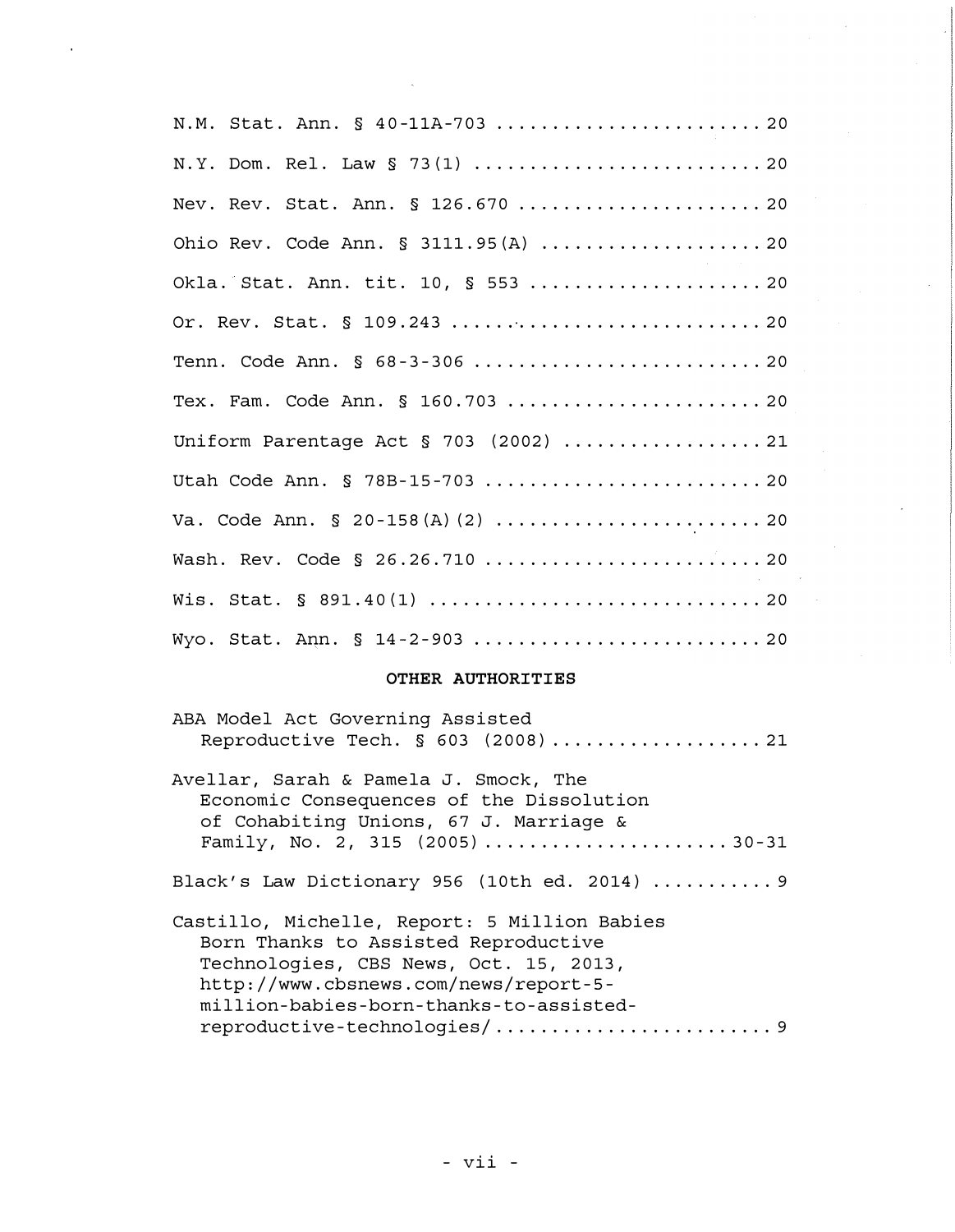N.M. Stat. Ann. § 40-11A-703 .......................... 20

N.Y. Dom. Rel. Law § 73(1) .......................... 20

Nev. Rev. Stat. Ann. § 126.670 ...................... 20

Ohio Rev. Code Ann. § 3111.95(A) .................... 20

Okla. Stat. Ann. tit. 10, § 553 ..................... 20

Or. Rev. Stat. § 109.243 ............................ 20

Tenn. Code Ann. § 68-3-306 .......................... 20

Tex. Fam. Code Ann. § 160.703 ....................... 20

Uniform Parentage Act § 703 (2002) .................. 21

Utah Code Ann. § 78B-15-703 ......................... 20

Va. Code Ann. § 20-158(A)(2) ........................ 20

Wash. Rev. Code § 26.26.710 ......................... 20

Wis. Stat. § 891.40(1) .............................. 20

Wyo. Stat. Ann. § 14-2-903 .......................... 20

**OTHER AUTHORITIES**

ABA Model Act Governing Assisted Reproductive Tech. § 603 (2008) ................... 21

Avellar, Sarah & Pamela J. Smock, The Economic Consequences of the Dissolution of Cohabiting Unions, 67 J. Marriage & Family, No. 2, 315 (2005) ..................... 30-31

Black's Law Dictionary 956 (10th ed. 2014) ........... 9

Castillo, Michelle, Report: 5 Million Babies Born Thanks to Assisted Reproductive Technologies, CBS News, Oct. 15, 2013, http://www.cbsnews.com/news/report-5-million-babies-born-thanks-to-assisted-reproductive-technologies/ ........................ 9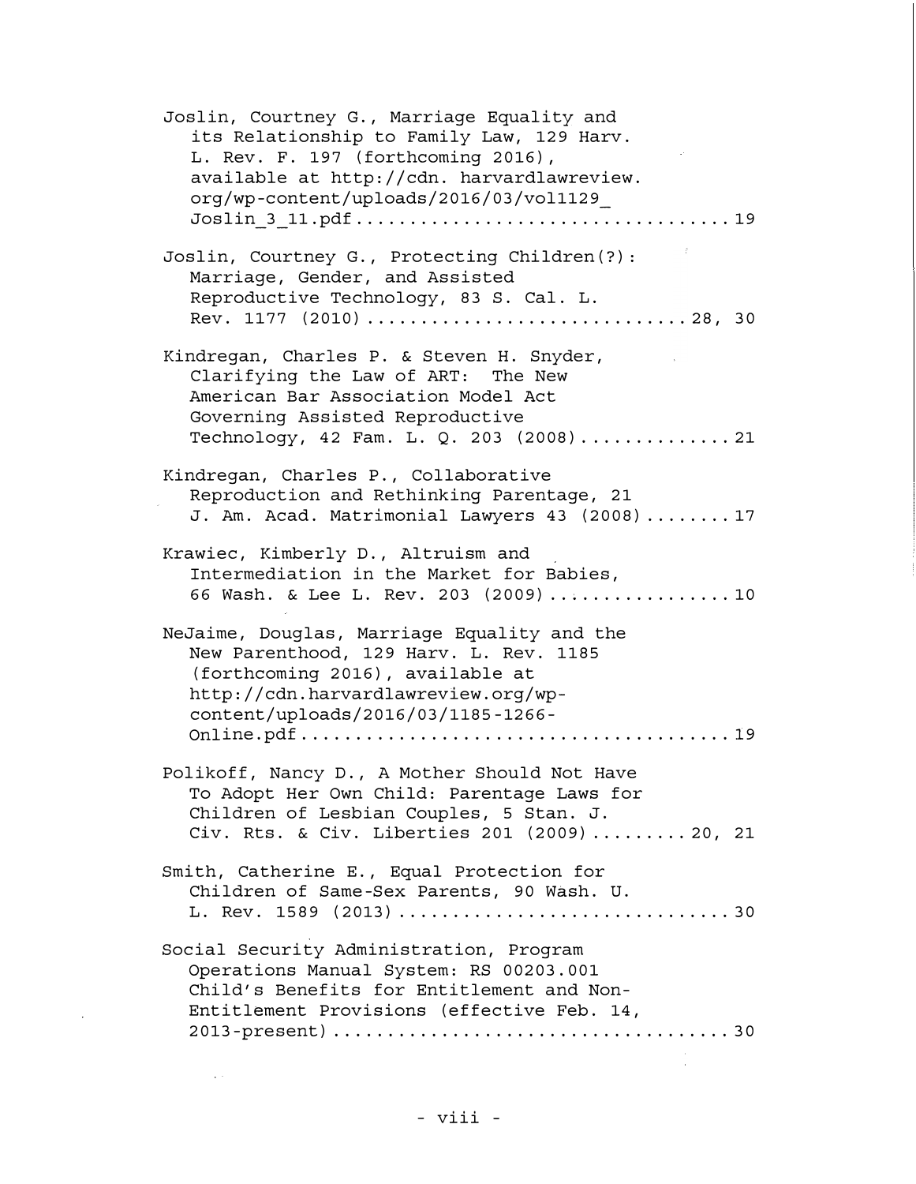Joslin, Courtney G., Marriage Equality and its Relationship to Family Law, 129 Harv. L. Rev. F. 197 (forthcoming 2016), available at http://cdn. harvardlawreview. org/wp-content/uploads/2016/03/vol1129_ Joslin_3_11.pdf .................................. 19

Joslin, Courtney G., Protecting Children(?): Marriage, Gender, and Assisted Reproductive Technology, 83 S. Cal. L. Rev. 1177 (2010) ............................ 28, 30

Kindregan, Charles P. & Steven H. Snyder, Clarifying the Law of ART: The New American Bar Association Model Act Governing Assisted Reproductive Technology, 42 Fam. L. Q. 203 (2008) ............. 21

Kindregan, Charles P., Collaborative Reproduction and Rethinking Parentage, 21 J. Am. Acad. Matrimonial Lawyers 43 (2008) ........ 17

Krawiec, Kimberly D., Altruism and Intermediation in the Market for Babies, 66 Wash. & Lee L. Rev. 203 (2009) ................ 10

NeJaime, Douglas, Marriage Equality and the New Parenthood, 129 Harv. L. Rev. 1185 (forthcoming 2016), available at http://cdn.harvardlawreview.org/wp-content/uploads/2016/03/1185-1266-Online.pdf ...................................... 19

Polikoff, Nancy D., A Mother Should Not Have To Adopt Her Own Child: Parentage Laws for Children of Lesbian Couples, 5 Stan. J. Civ. Rts. & Civ. Liberties 201 (2009) ......... 20, 21

Smith, Catherine E., Equal Protection for Children of Same-Sex Parents, 90 Wash. U. L. Rev. 1589 (2013) ............................. 30

Social Security Administration, Program Operations Manual System: RS 00203.001 Child's Benefits for Entitlement and Non-Entitlement Provisions (effective Feb. 14, 2013-present) .................................. 30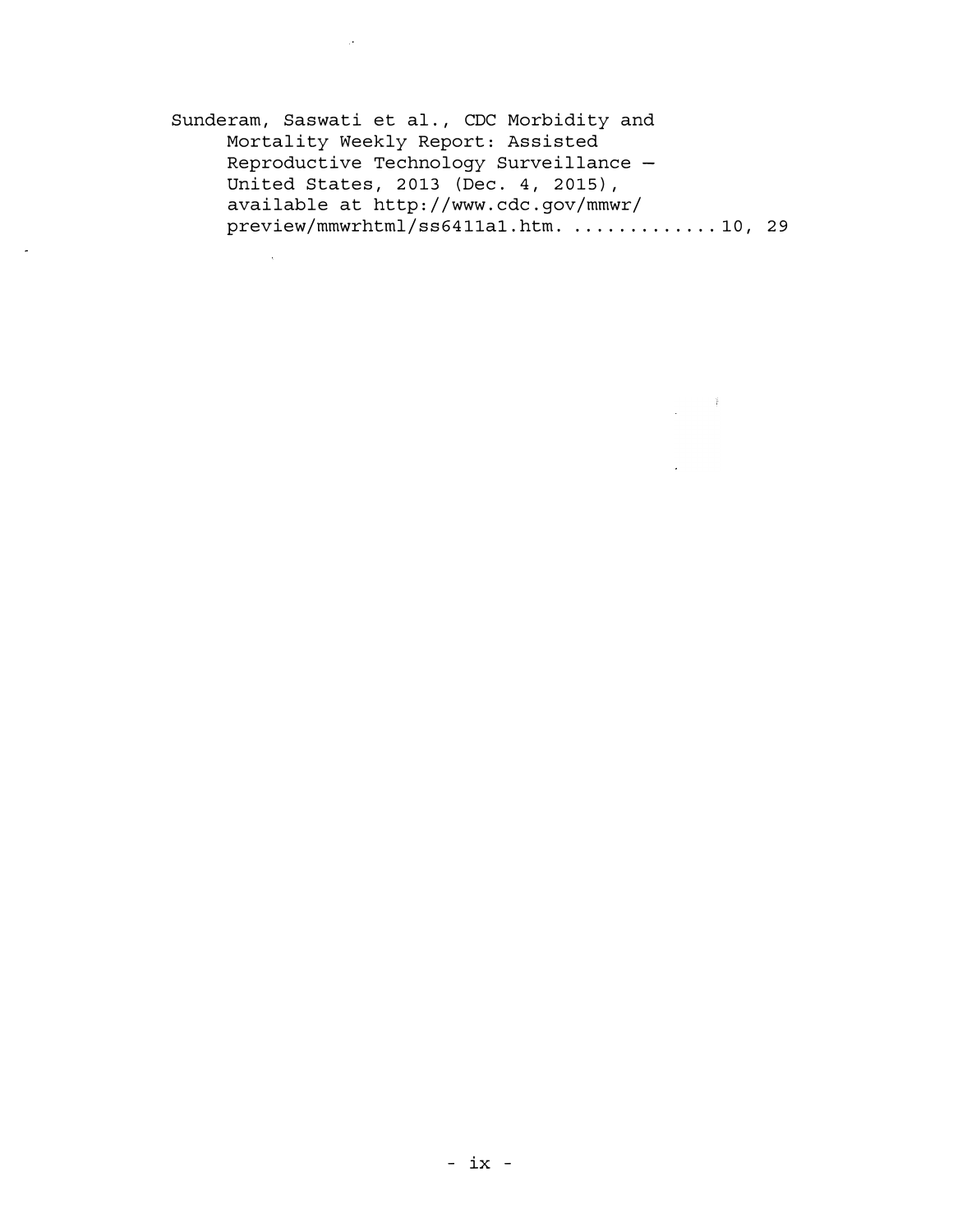Sunderam, Saswati et al., CDC Morbidity and Mortality Weekly Report: Assisted Reproductive Technology Surveillance — United States, 2013 (Dec. 4, 2015), available at http://www.cdc.gov/mmwr/preview/mmwrhtml/ss6411a1.htm. .............10, 29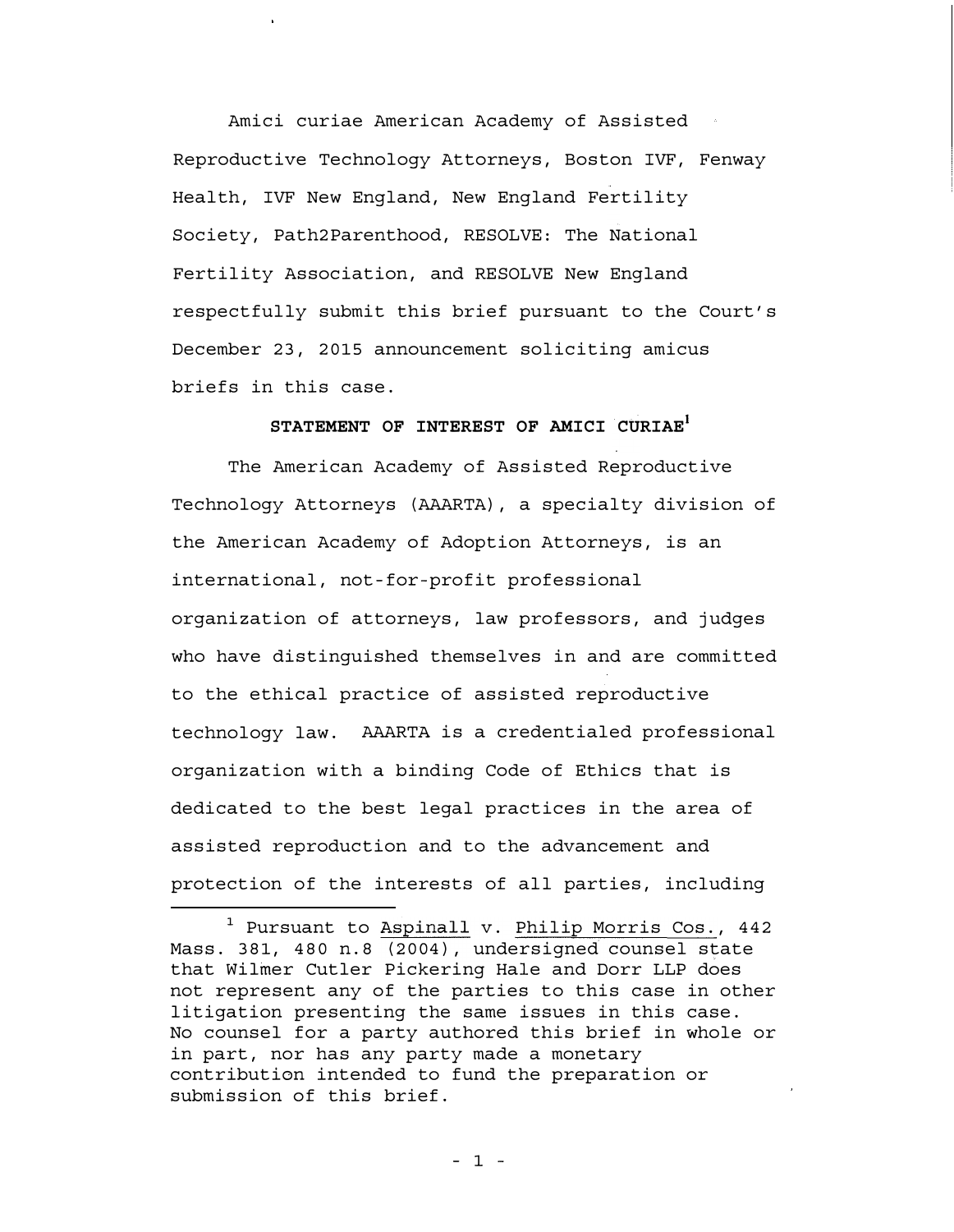Amici curiae American Academy of Assisted Reproductive Technology Attorneys, Boston IVF, Fenway Health, IVF New England, New England Fertility Society, Path2Parenthood, RESOLVE: The National Fertility Association, and RESOLVE New England respectfully submit this brief pursuant to the Court's December 23, 2015 announcement soliciting amicus briefs in this case.

## STATEMENT OF INTEREST OF AMICI CURIAE[1]

The American Academy of Assisted Reproductive Technology Attorneys (AAARTA), a specialty division of the American Academy of Adoption Attorneys, is an international, not-for-profit professional organization of attorneys, law professors, and judges who have distinguished themselves in and are committed to the ethical practice of assisted reproductive technology law. AAARTA is a credentialed professional organization with a binding Code of Ethics that is dedicated to the best legal practices in the area of assisted reproduction and to the advancement and protection of the interests of all parties, including

[1] Pursuant to Aspinall v. Philip Morris Cos., 442 Mass. 381, 480 n.8 (2004), undersigned counsel state that Wilmer Cutler Pickering Hale and Dorr LLP does not represent any of the parties to this case in other litigation presenting the same issues in this case. No counsel for a party authored this brief in whole or in part, nor has any party made a monetary contribution intended to fund the preparation or submission of this brief.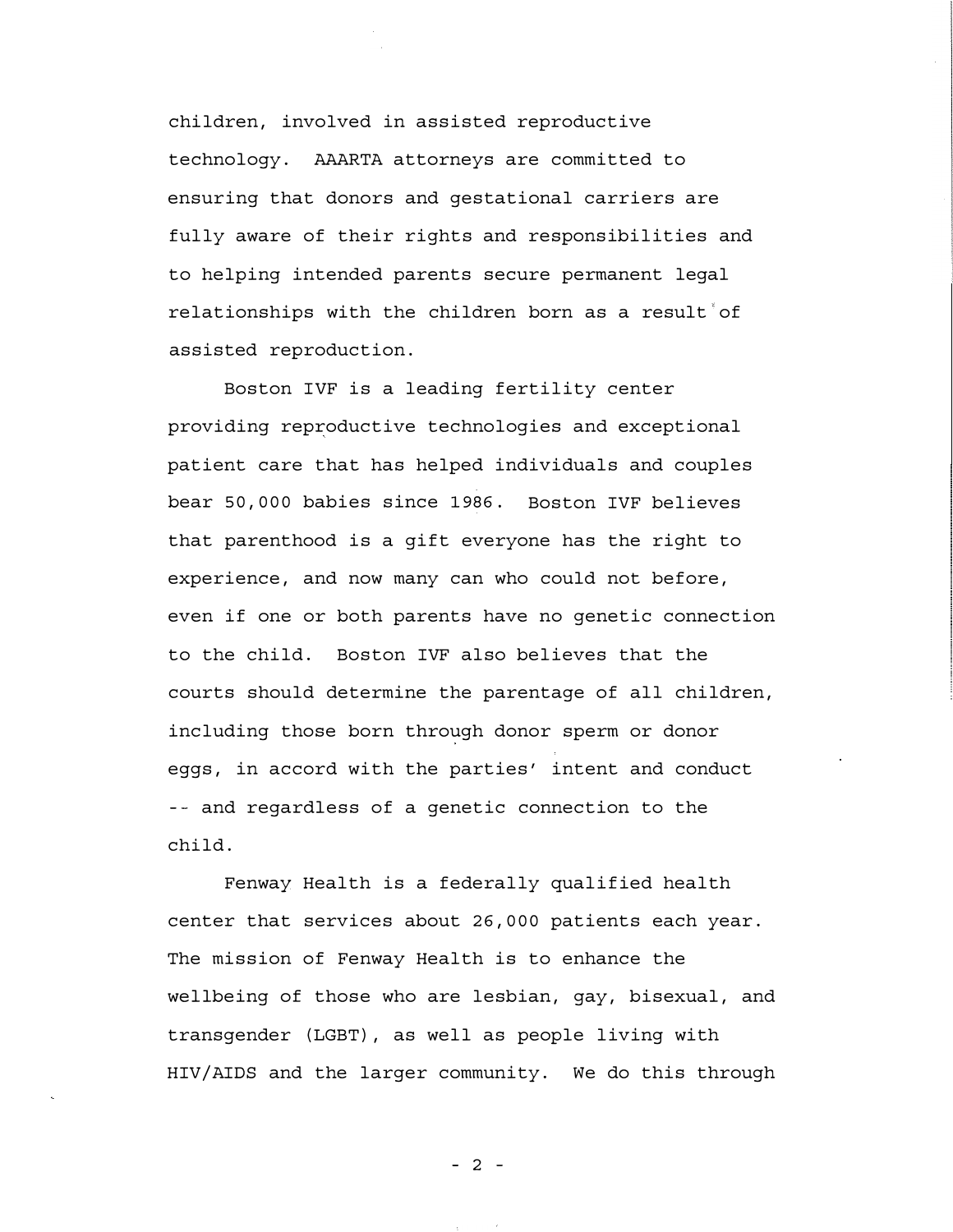children, involved in assisted reproductive technology. AAARTA attorneys are committed to ensuring that donors and gestational carriers are fully aware of their rights and responsibilities and to helping intended parents secure permanent legal relationships with the children born as a result of assisted reproduction.

Boston IVF is a leading fertility center providing reproductive technologies and exceptional patient care that has helped individuals and couples bear 50,000 babies since 1986. Boston IVF believes that parenthood is a gift everyone has the right to experience, and now many can who could not before, even if one or both parents have no genetic connection to the child. Boston IVF also believes that the courts should determine the parentage of all children, including those born through donor sperm or donor eggs, in accord with the parties' intent and conduct -- and regardless of a genetic connection to the child.

Fenway Health is a federally qualified health center that services about 26,000 patients each year. The mission of Fenway Health is to enhance the wellbeing of those who are lesbian, gay, bisexual, and transgender (LGBT), as well as people living with HIV/AIDS and the larger community. We do this through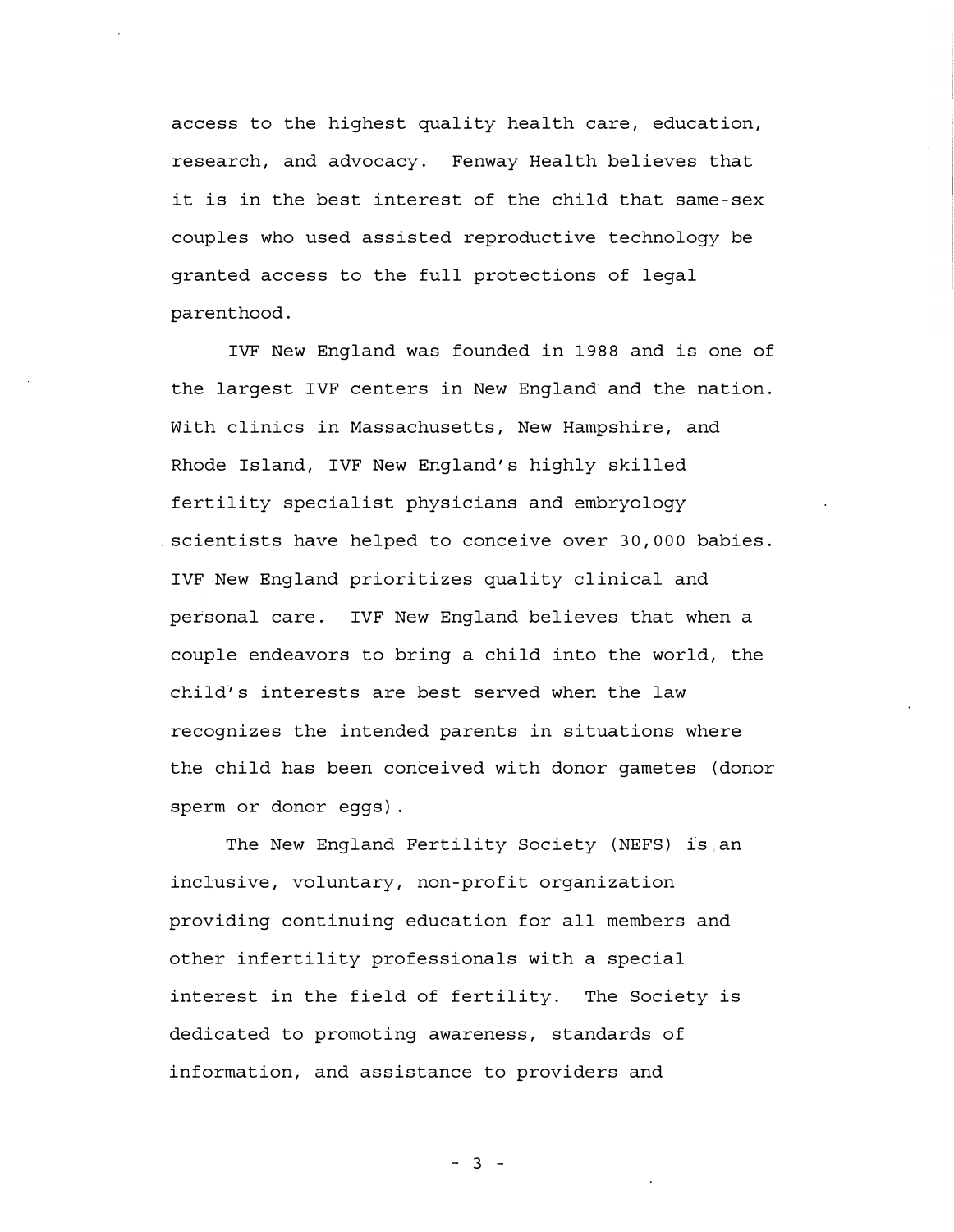access to the highest quality health care, education, research, and advocacy. Fenway Health believes that it is in the best interest of the child that same-sex couples who used assisted reproductive technology be granted access to the full protections of legal parenthood.

IVF New England was founded in 1988 and is one of the largest IVF centers in New England and the nation. With clinics in Massachusetts, New Hampshire, and Rhode Island, IVF New England's highly skilled fertility specialist physicians and embryology scientists have helped to conceive over 30,000 babies. IVF New England prioritizes quality clinical and personal care. IVF New England believes that when a couple endeavors to bring a child into the world, the child's interests are best served when the law recognizes the intended parents in situations where the child has been conceived with donor gametes (donor sperm or donor eggs).

The New England Fertility Society (NEFS) is an inclusive, voluntary, non-profit organization providing continuing education for all members and other infertility professionals with a special interest in the field of fertility. The Society is dedicated to promoting awareness, standards of information, and assistance to providers and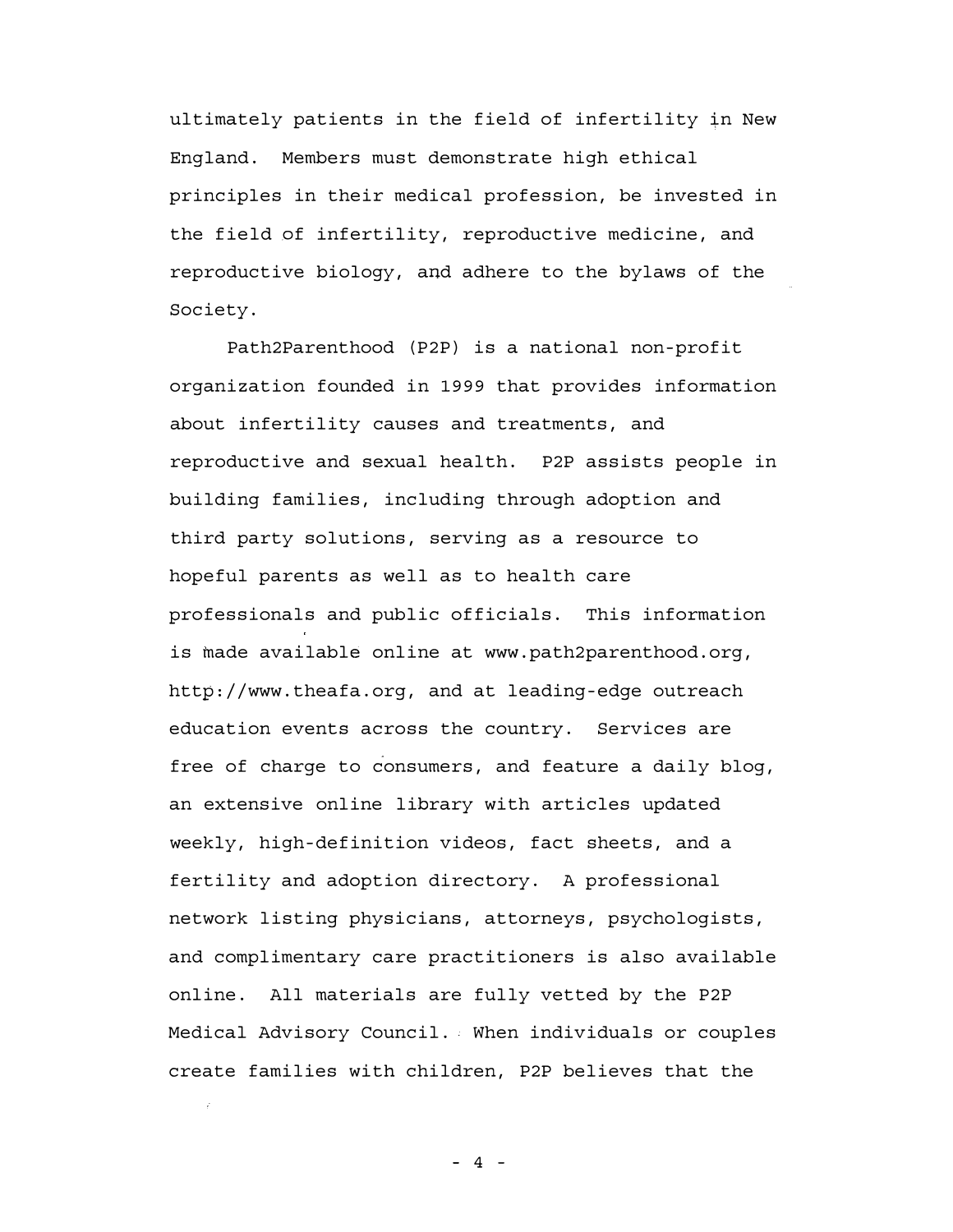ultimately patients in the field of infertility in New England. Members must demonstrate high ethical principles in their medical profession, be invested in the field of infertility, reproductive medicine, and reproductive biology, and adhere to the bylaws of the Society.

Path2Parenthood (P2P) is a national non-profit organization founded in 1999 that provides information about infertility causes and treatments, and reproductive and sexual health. P2P assists people in building families, including through adoption and third party solutions, serving as a resource to hopeful parents as well as to health care professionals and public officials. This information is made available online at www.path2parenthood.org, http://www.theafa.org, and at leading-edge outreach education events across the country. Services are free of charge to consumers, and feature a daily blog, an extensive online library with articles updated weekly, high-definition videos, fact sheets, and a fertility and adoption directory. A professional network listing physicians, attorneys, psychologists, and complimentary care practitioners is also available online. All materials are fully vetted by the P2P Medical Advisory Council. When individuals or couples create families with children, P2P believes that the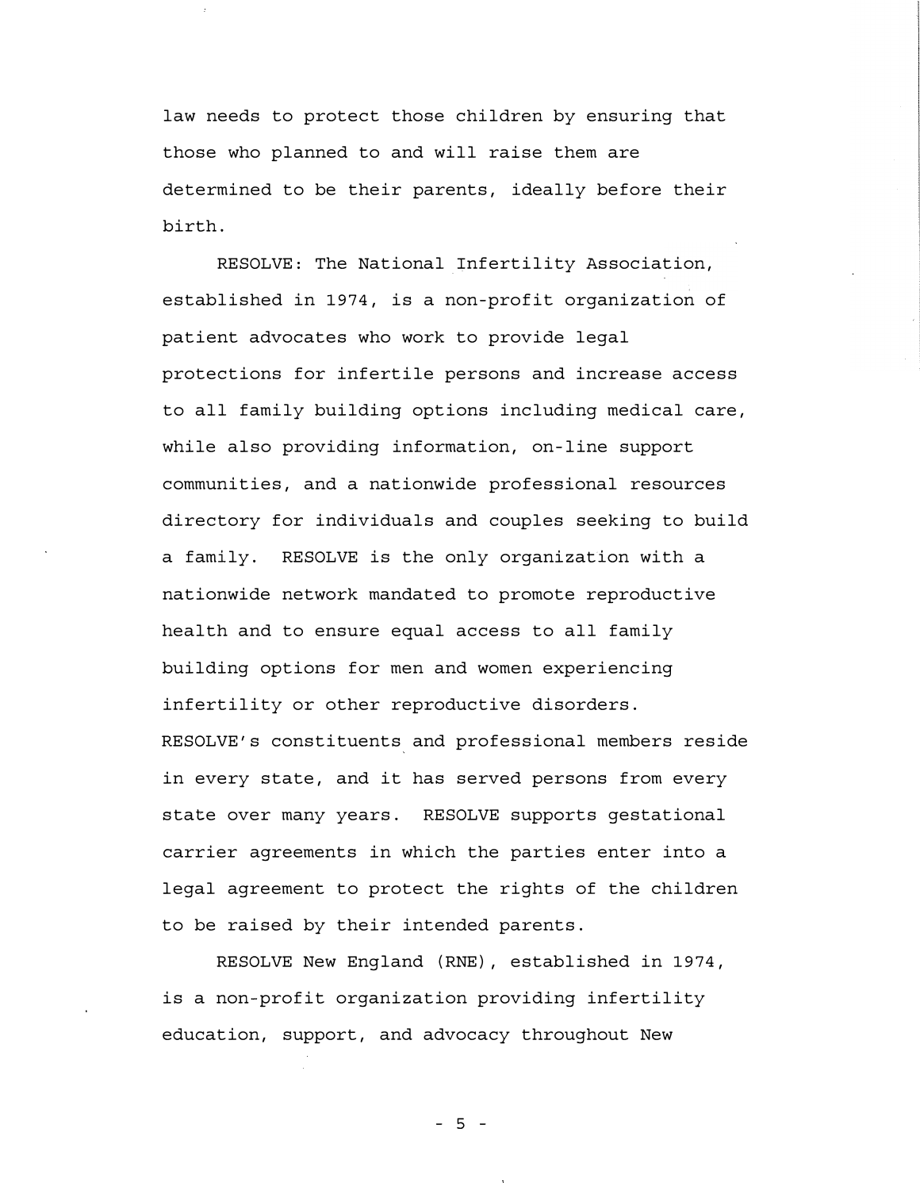law needs to protect those children by ensuring that those who planned to and will raise them are determined to be their parents, ideally before their birth.

RESOLVE: The National Infertility Association, established in 1974, is a non-profit organization of patient advocates who work to provide legal protections for infertile persons and increase access to all family building options including medical care, while also providing information, on-line support communities, and a nationwide professional resources directory for individuals and couples seeking to build a family. RESOLVE is the only organization with a nationwide network mandated to promote reproductive health and to ensure equal access to all family building options for men and women experiencing infertility or other reproductive disorders. RESOLVE's constituents and professional members reside in every state, and it has served persons from every state over many years. RESOLVE supports gestational carrier agreements in which the parties enter into a legal agreement to protect the rights of the children to be raised by their intended parents.

RESOLVE New England (RNE), established in 1974, is a non-profit organization providing infertility education, support, and advocacy throughout New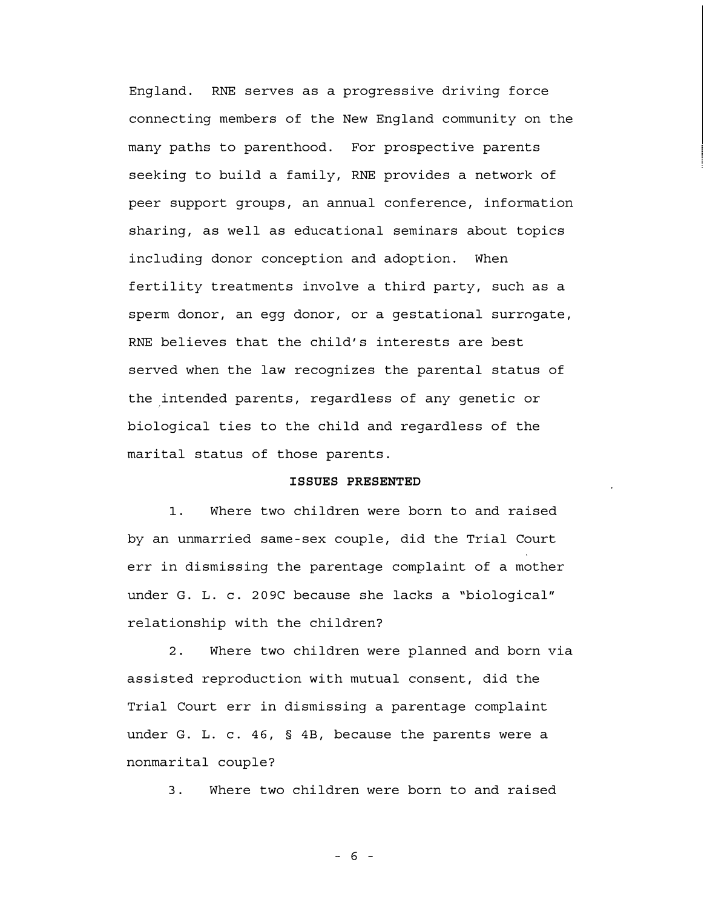England. RNE serves as a progressive driving force connecting members of the New England community on the many paths to parenthood. For prospective parents seeking to build a family, RNE provides a network of peer support groups, an annual conference, information sharing, as well as educational seminars about topics including donor conception and adoption. When fertility treatments involve a third party, such as a sperm donor, an egg donor, or a gestational surrogate, RNE believes that the child's interests are best served when the law recognizes the parental status of the intended parents, regardless of any genetic or biological ties to the child and regardless of the marital status of those parents.

## ISSUES PRESENTED

1. Where two children were born to and raised by an unmarried same-sex couple, did the Trial Court err in dismissing the parentage complaint of a mother under G. L. c. 209C because she lacks a "biological" relationship with the children?

2. Where two children were planned and born via assisted reproduction with mutual consent, did the Trial Court err in dismissing a parentage complaint under G. L. c. 46, § 4B, because the parents were a nonmarital couple?

3. Where two children were born to and raised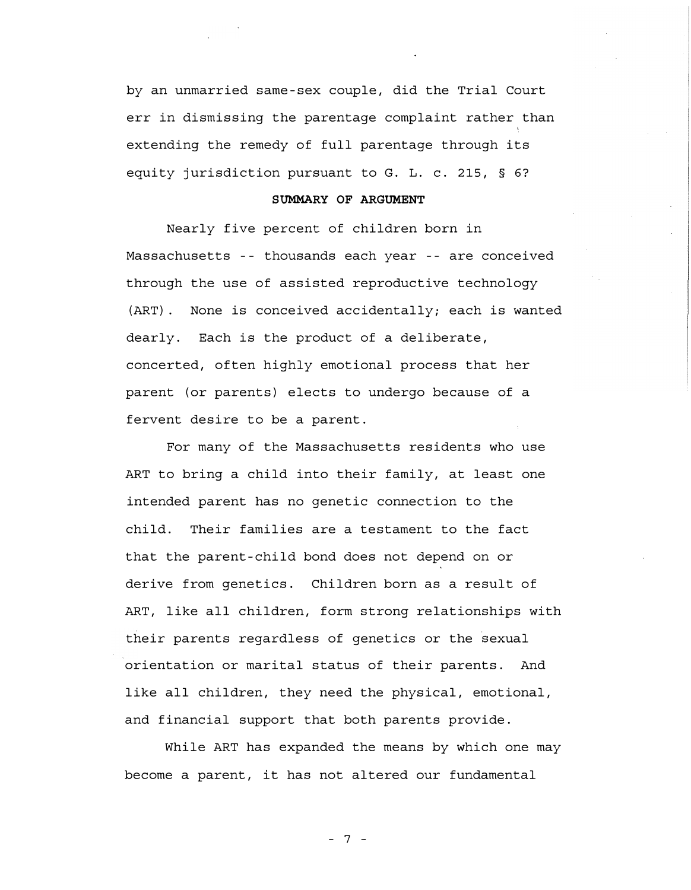by an unmarried same-sex couple, did the Trial Court err in dismissing the parentage complaint rather than extending the remedy of full parentage through its equity jurisdiction pursuant to G. L. c. 215, § 6?

**SUMMARY OF ARGUMENT**

Nearly five percent of children born in Massachusetts -- thousands each year -- are conceived through the use of assisted reproductive technology (ART). None is conceived accidentally; each is wanted dearly. Each is the product of a deliberate, concerted, often highly emotional process that her parent (or parents) elects to undergo because of a fervent desire to be a parent.

For many of the Massachusetts residents who use ART to bring a child into their family, at least one intended parent has no genetic connection to the child. Their families are a testament to the fact that the parent-child bond does not depend on or derive from genetics. Children born as a result of ART, like all children, form strong relationships with their parents regardless of genetics or the sexual orientation or marital status of their parents. And like all children, they need the physical, emotional, and financial support that both parents provide.

While ART has expanded the means by which one may become a parent, it has not altered our fundamental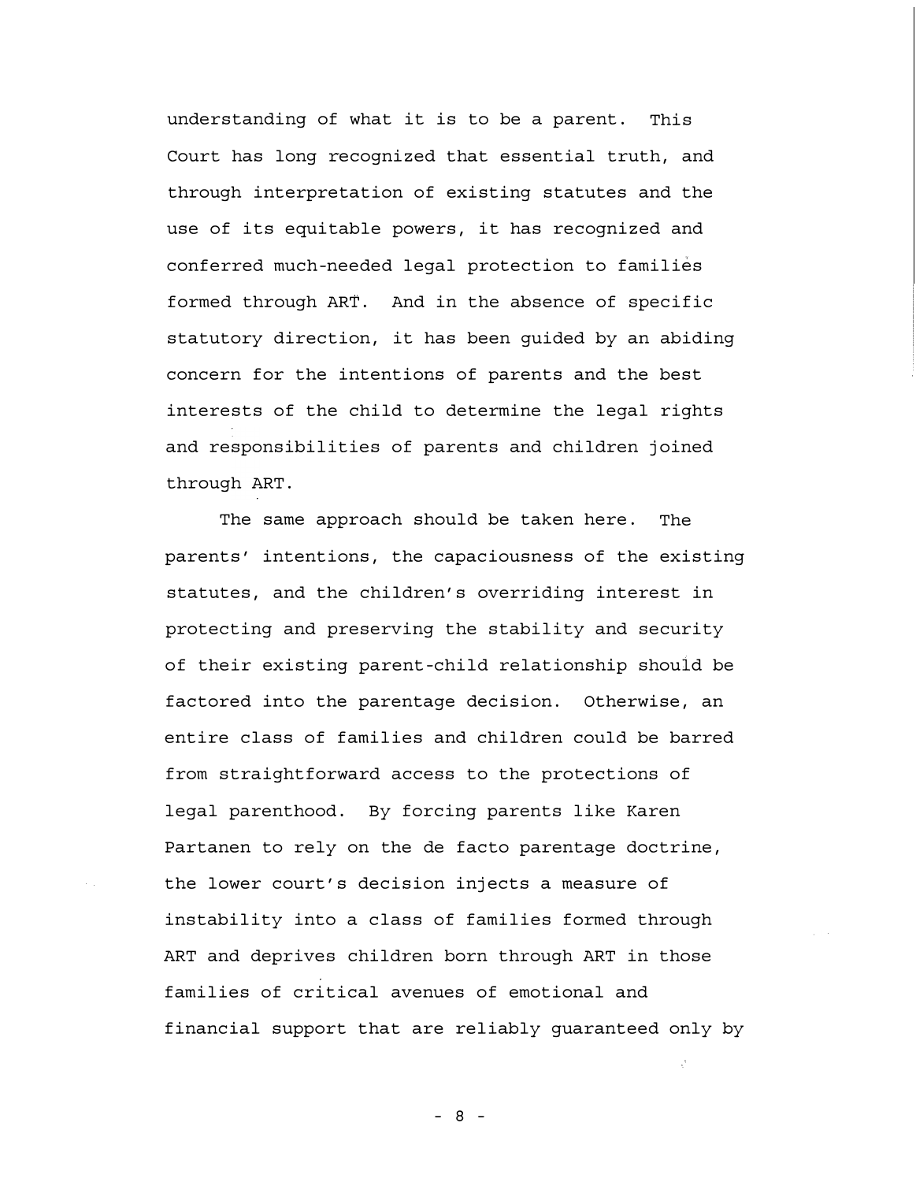understanding of what it is to be a parent. This Court has long recognized that essential truth, and through interpretation of existing statutes and the use of its equitable powers, it has recognized and conferred much-needed legal protection to families formed through ART. And in the absence of specific statutory direction, it has been guided by an abiding concern for the intentions of parents and the best interests of the child to determine the legal rights and responsibilities of parents and children joined through ART.

The same approach should be taken here. The parents' intentions, the capaciousness of the existing statutes, and the children's overriding interest in protecting and preserving the stability and security of their existing parent-child relationship should be factored into the parentage decision. Otherwise, an entire class of families and children could be barred from straightforward access to the protections of legal parenthood. By forcing parents like Karen Partanen to rely on the de facto parentage doctrine, the lower court's decision injects a measure of instability into a class of families formed through ART and deprives children born through ART in those families of critical avenues of emotional and financial support that are reliably guaranteed only by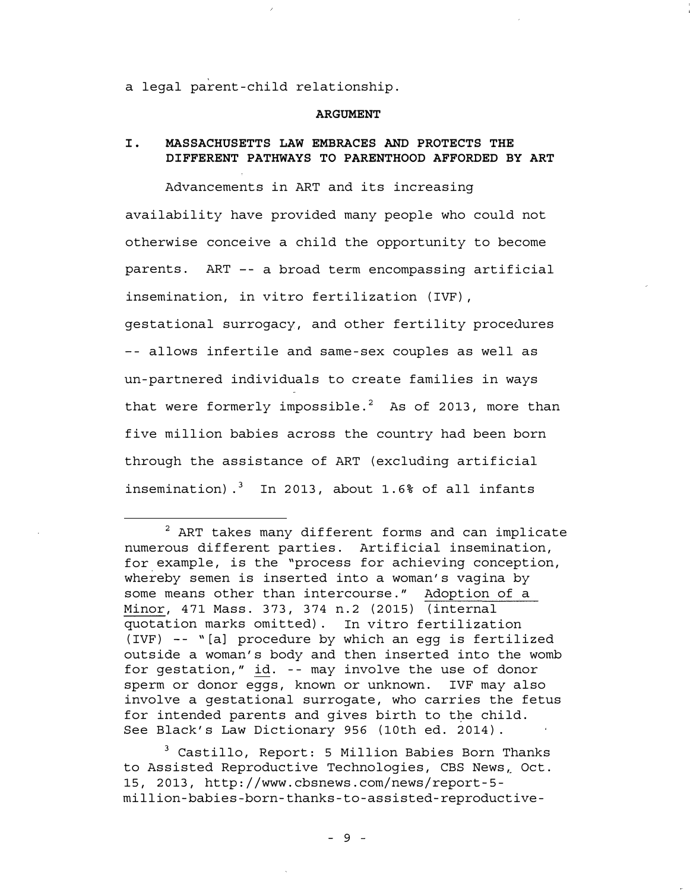a legal parent-child relationship.

## ARGUMENT

### I. MASSACHUSETTS LAW EMBRACES AND PROTECTS THE DIFFERENT PATHWAYS TO PARENTHOOD AFFORDED BY ART

Advancements in ART and its increasing availability have provided many people who could not otherwise conceive a child the opportunity to become parents. ART -- a broad term encompassing artificial insemination, in vitro fertilization (IVF), gestational surrogacy, and other fertility procedures -- allows infertile and same-sex couples as well as un-partnered individuals to create families in ways that were formerly impossible.[2] As of 2013, more than five million babies across the country had been born through the assistance of ART (excluding artificial insemination).[3] In 2013, about 1.6% of all infants

---

[2] ART takes many different forms and can implicate numerous different parties. Artificial insemination, for example, is the "process for achieving conception, whereby semen is inserted into a woman's vagina by some means other than intercourse." Adoption of a Minor, 471 Mass. 373, 374 n.2 (2015) (internal quotation marks omitted). In vitro fertilization (IVF) -- "[a] procedure by which an egg is fertilized outside a woman's body and then inserted into the womb for gestation," id. -- may involve the use of donor sperm or donor eggs, known or unknown. IVF may also involve a gestational surrogate, who carries the fetus for intended parents and gives birth to the child. See Black's Law Dictionary 956 (10th ed. 2014).

[3] Castillo, Report: 5 Million Babies Born Thanks to Assisted Reproductive Technologies, CBS News, Oct. 15, 2013, http://www.cbsnews.com/news/report-5-million-babies-born-thanks-to-assisted-reproductive-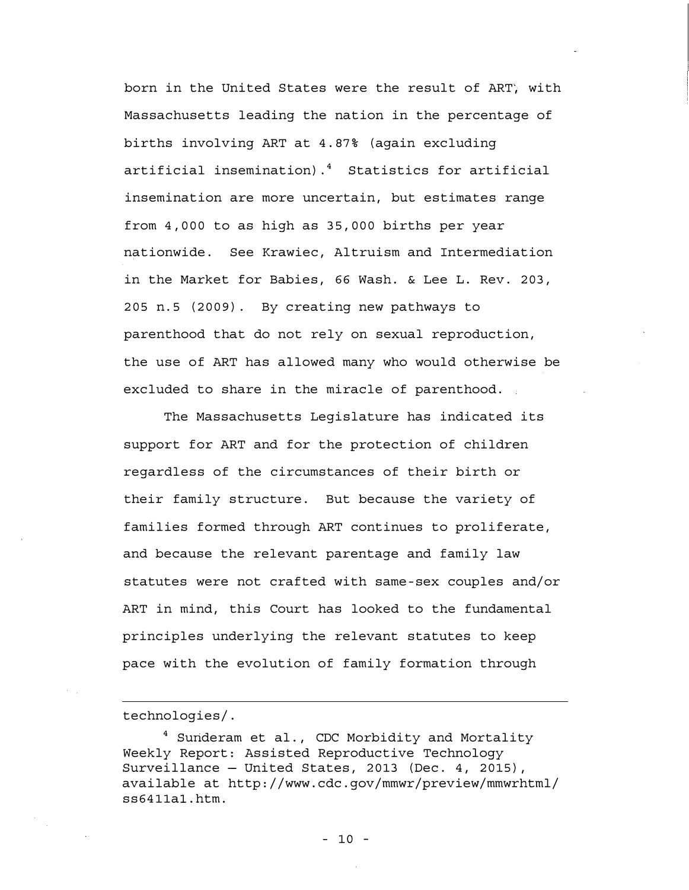born in the United States were the result of ART, with Massachusetts leading the nation in the percentage of births involving ART at 4.87% (again excluding artificial insemination).[4] Statistics for artificial insemination are more uncertain, but estimates range from 4,000 to as high as 35,000 births per year nationwide. See Krawiec, Altruism and Intermediation in the Market for Babies, 66 Wash. & Lee L. Rev. 203, 205 n.5 (2009). By creating new pathways to parenthood that do not rely on sexual reproduction, the use of ART has allowed many who would otherwise be excluded to share in the miracle of parenthood.

The Massachusetts Legislature has indicated its support for ART and for the protection of children regardless of the circumstances of their birth or their family structure. But because the variety of families formed through ART continues to proliferate, and because the relevant parentage and family law statutes were not crafted with same-sex couples and/or ART in mind, this Court has looked to the fundamental principles underlying the relevant statutes to keep pace with the evolution of family formation through

---

technologies/.

[4] Sunderam et al., CDC Morbidity and Mortality Weekly Report: Assisted Reproductive Technology Surveillance — United States, 2013 (Dec. 4, 2015), available at http://www.cdc.gov/mmwr/preview/mmwrhtml/ss6411a1.htm.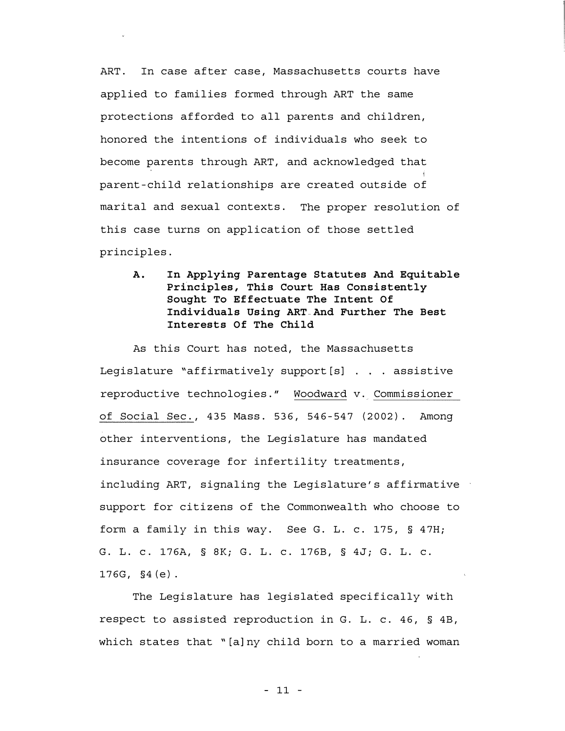ART. In case after case, Massachusetts courts have applied to families formed through ART the same protections afforded to all parents and children, honored the intentions of individuals who seek to become parents through ART, and acknowledged that parent-child relationships are created outside of marital and sexual contexts. The proper resolution of this case turns on application of those settled principles.

### A. In Applying Parentage Statutes And Equitable Principles, This Court Has Consistently Sought To Effectuate The Intent Of Individuals Using ART And Further The Best Interests Of The Child

As this Court has noted, the Massachusetts Legislature "affirmatively support[s] . . . assistive reproductive technologies." Woodward v. Commissioner of Social Sec., 435 Mass. 536, 546-547 (2002). Among other interventions, the Legislature has mandated insurance coverage for infertility treatments, including ART, signaling the Legislature's affirmative support for citizens of the Commonwealth who choose to form a family in this way. See G. L. c. 175, § 47H; G. L. c. 176A, § 8K; G. L. c. 176B, § 4J; G. L. c. 176G, §4(e).

The Legislature has legislated specifically with respect to assisted reproduction in G. L. c. 46, § 4B, which states that "[a]ny child born to a married woman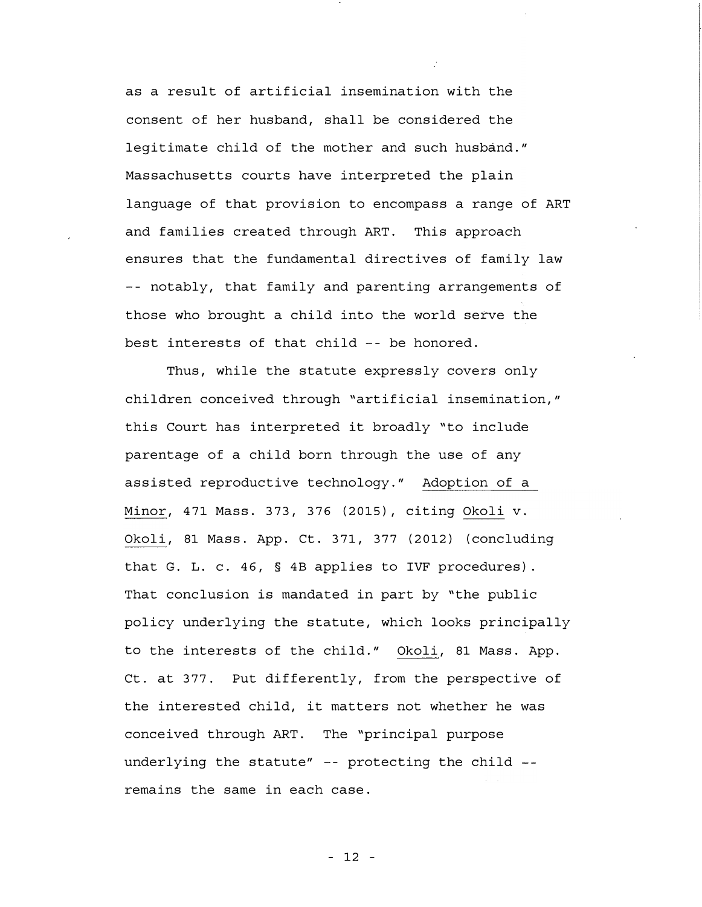as a result of artificial insemination with the consent of her husband, shall be considered the legitimate child of the mother and such husband." Massachusetts courts have interpreted the plain language of that provision to encompass a range of ART and families created through ART. This approach ensures that the fundamental directives of family law -- notably, that family and parenting arrangements of those who brought a child into the world serve the best interests of that child -- be honored.

Thus, while the statute expressly covers only children conceived through "artificial insemination," this Court has interpreted it broadly "to include parentage of a child born through the use of any assisted reproductive technology." Adoption of a Minor, 471 Mass. 373, 376 (2015), citing Okoli v. Okoli, 81 Mass. App. Ct. 371, 377 (2012) (concluding that G. L. c. 46, § 4B applies to IVF procedures). That conclusion is mandated in part by "the public policy underlying the statute, which looks principally to the interests of the child." Okoli, 81 Mass. App. Ct. at 377. Put differently, from the perspective of the interested child, it matters not whether he was conceived through ART. The "principal purpose underlying the statute" -- protecting the child -- remains the same in each case.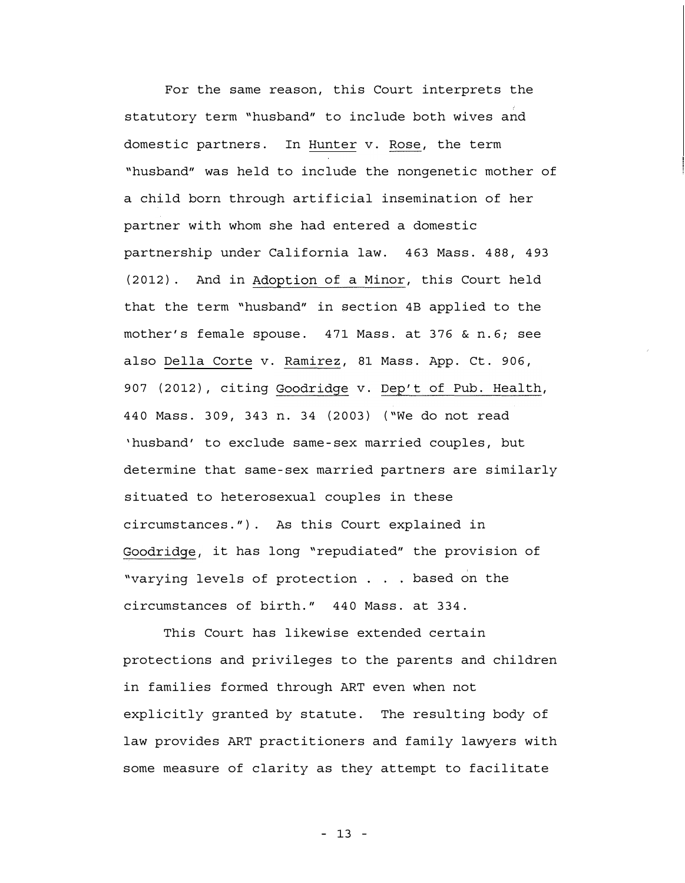For the same reason, this Court interprets the statutory term "husband" to include both wives and domestic partners. In Hunter v. Rose, the term "husband" was held to include the nongenetic mother of a child born through artificial insemination of her partner with whom she had entered a domestic partnership under California law. 463 Mass. 488, 493 (2012). And in Adoption of a Minor, this Court held that the term "husband" in section 4B applied to the mother's female spouse. 471 Mass. at 376 & n.6; see also Della Corte v. Ramirez, 81 Mass. App. Ct. 906, 907 (2012), citing Goodridge v. Dep't of Pub. Health, 440 Mass. 309, 343 n. 34 (2003) ("We do not read 'husband' to exclude same-sex married couples, but determine that same-sex married partners are similarly situated to heterosexual couples in these circumstances."). As this Court explained in Goodridge, it has long "repudiated" the provision of "varying levels of protection . . . based on the circumstances of birth." 440 Mass. at 334.

This Court has likewise extended certain protections and privileges to the parents and children in families formed through ART even when not explicitly granted by statute. The resulting body of law provides ART practitioners and family lawyers with some measure of clarity as they attempt to facilitate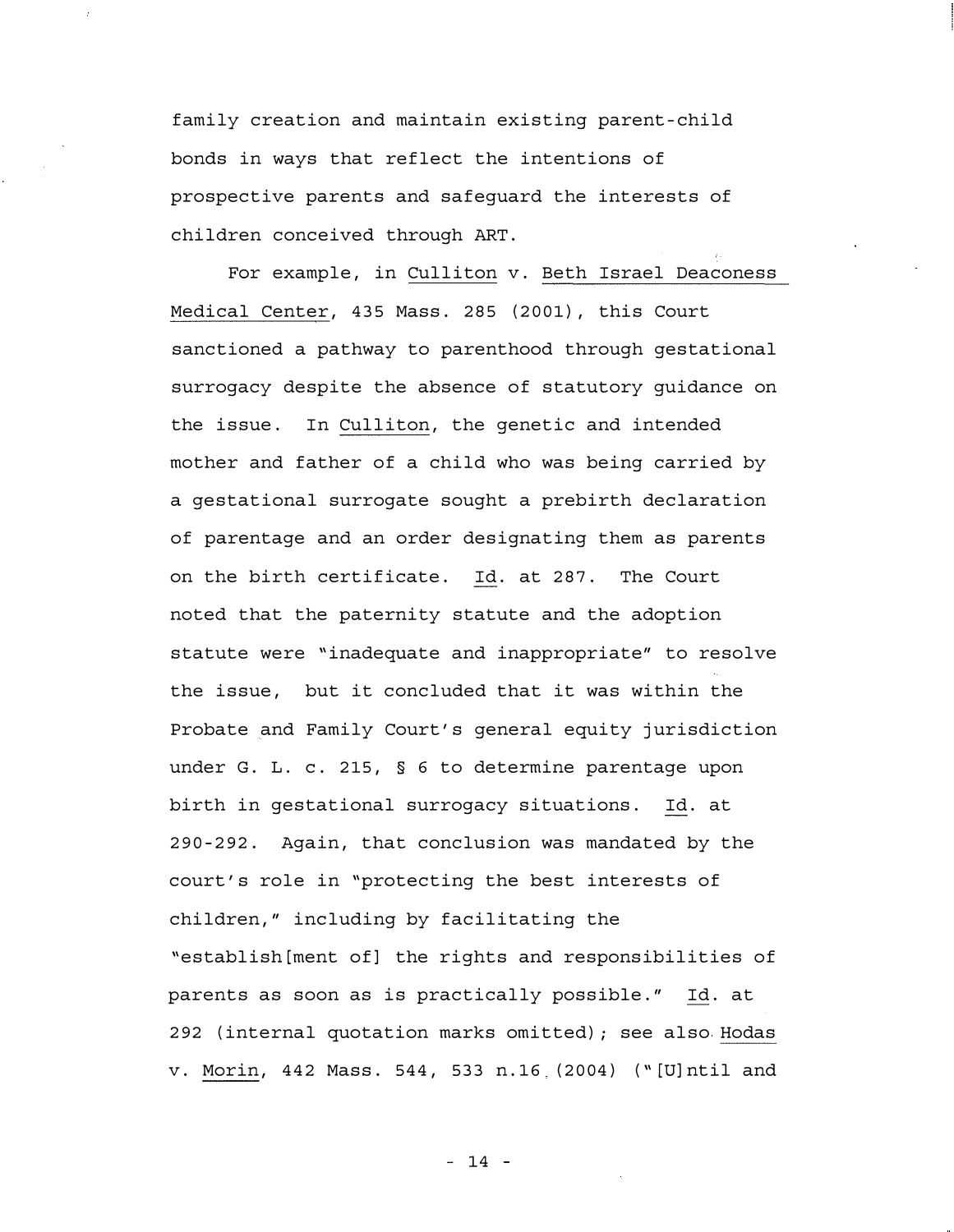family creation and maintain existing parent-child bonds in ways that reflect the intentions of prospective parents and safeguard the interests of children conceived through ART.

For example, in Culliton v. Beth Israel Deaconess Medical Center, 435 Mass. 285 (2001), this Court sanctioned a pathway to parenthood through gestational surrogacy despite the absence of statutory guidance on the issue. In Culliton, the genetic and intended mother and father of a child who was being carried by a gestational surrogate sought a prebirth declaration of parentage and an order designating them as parents on the birth certificate. Id. at 287. The Court noted that the paternity statute and the adoption statute were "inadequate and inappropriate" to resolve the issue, but it concluded that it was within the Probate and Family Court's general equity jurisdiction under G. L. c. 215, § 6 to determine parentage upon birth in gestational surrogacy situations. Id. at 290-292. Again, that conclusion was mandated by the court's role in "protecting the best interests of children," including by facilitating the "establish[ment of] the rights and responsibilities of parents as soon as is practically possible." Id. at 292 (internal quotation marks omitted); see also Hodas v. Morin, 442 Mass. 544, 533 n.16 (2004) ("[U]ntil and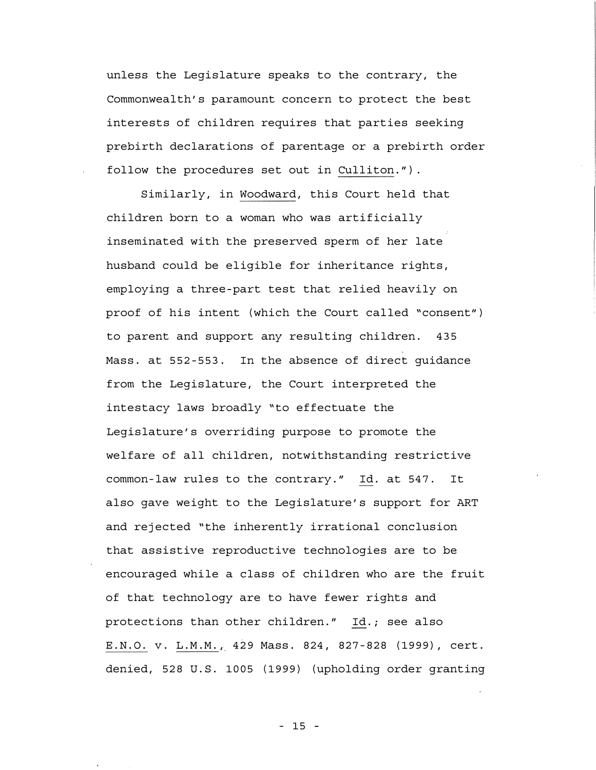unless the Legislature speaks to the contrary, the Commonwealth's paramount concern to protect the best interests of children requires that parties seeking prebirth declarations of parentage or a prebirth order follow the procedures set out in Culliton.").

Similarly, in Woodward, this Court held that children born to a woman who was artificially inseminated with the preserved sperm of her late husband could be eligible for inheritance rights, employing a three-part test that relied heavily on proof of his intent (which the Court called "consent") to parent and support any resulting children. 435 Mass. at 552-553. In the absence of direct guidance from the Legislature, the Court interpreted the intestacy laws broadly "to effectuate the Legislature's overriding purpose to promote the welfare of all children, notwithstanding restrictive common-law rules to the contrary." Id. at 547. It also gave weight to the Legislature's support for ART and rejected "the inherently irrational conclusion that assistive reproductive technologies are to be encouraged while a class of children who are the fruit of that technology are to have fewer rights and protections than other children." Id.; see also E.N.O. v. L.M.M., 429 Mass. 824, 827-828 (1999), cert. denied, 528 U.S. 1005 (1999) (upholding order granting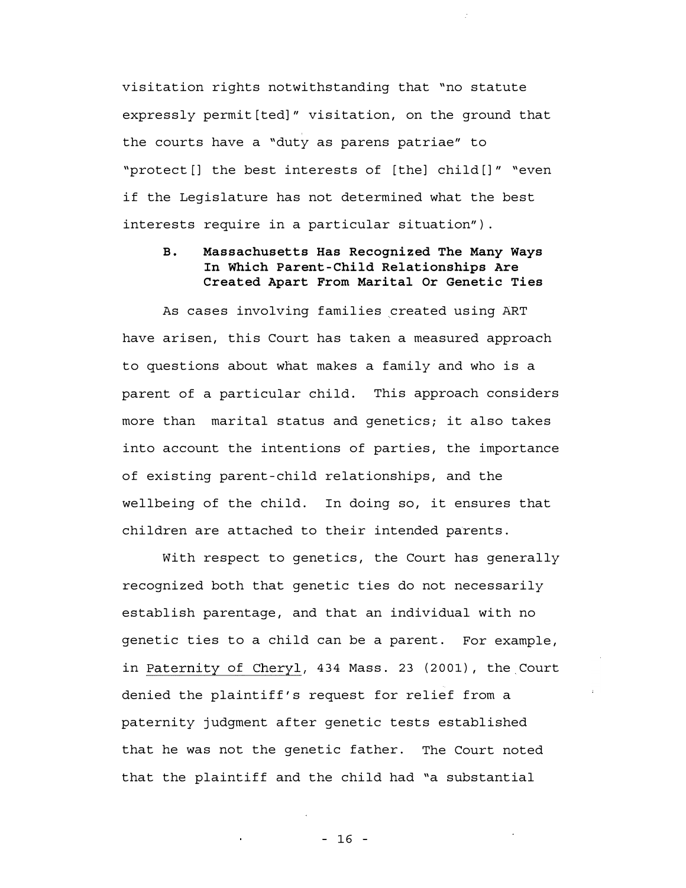visitation rights notwithstanding that "no statute expressly permit[ted]" visitation, on the ground that the courts have a "duty as parens patriae" to "protect[] the best interests of [the] child[]" "even if the Legislature has not determined what the best interests require in a particular situation").

### B. Massachusetts Has Recognized The Many Ways In Which Parent-Child Relationships Are Created Apart From Marital Or Genetic Ties

As cases involving families created using ART have arisen, this Court has taken a measured approach to questions about what makes a family and who is a parent of a particular child. This approach considers more than marital status and genetics; it also takes into account the intentions of parties, the importance of existing parent-child relationships, and the wellbeing of the child. In doing so, it ensures that children are attached to their intended parents.

With respect to genetics, the Court has generally recognized both that genetic ties do not necessarily establish parentage, and that an individual with no genetic ties to a child can be a parent. For example, in Paternity of Cheryl, 434 Mass. 23 (2001), the Court denied the plaintiff's request for relief from a paternity judgment after genetic tests established that he was not the genetic father. The Court noted that the plaintiff and the child had "a substantial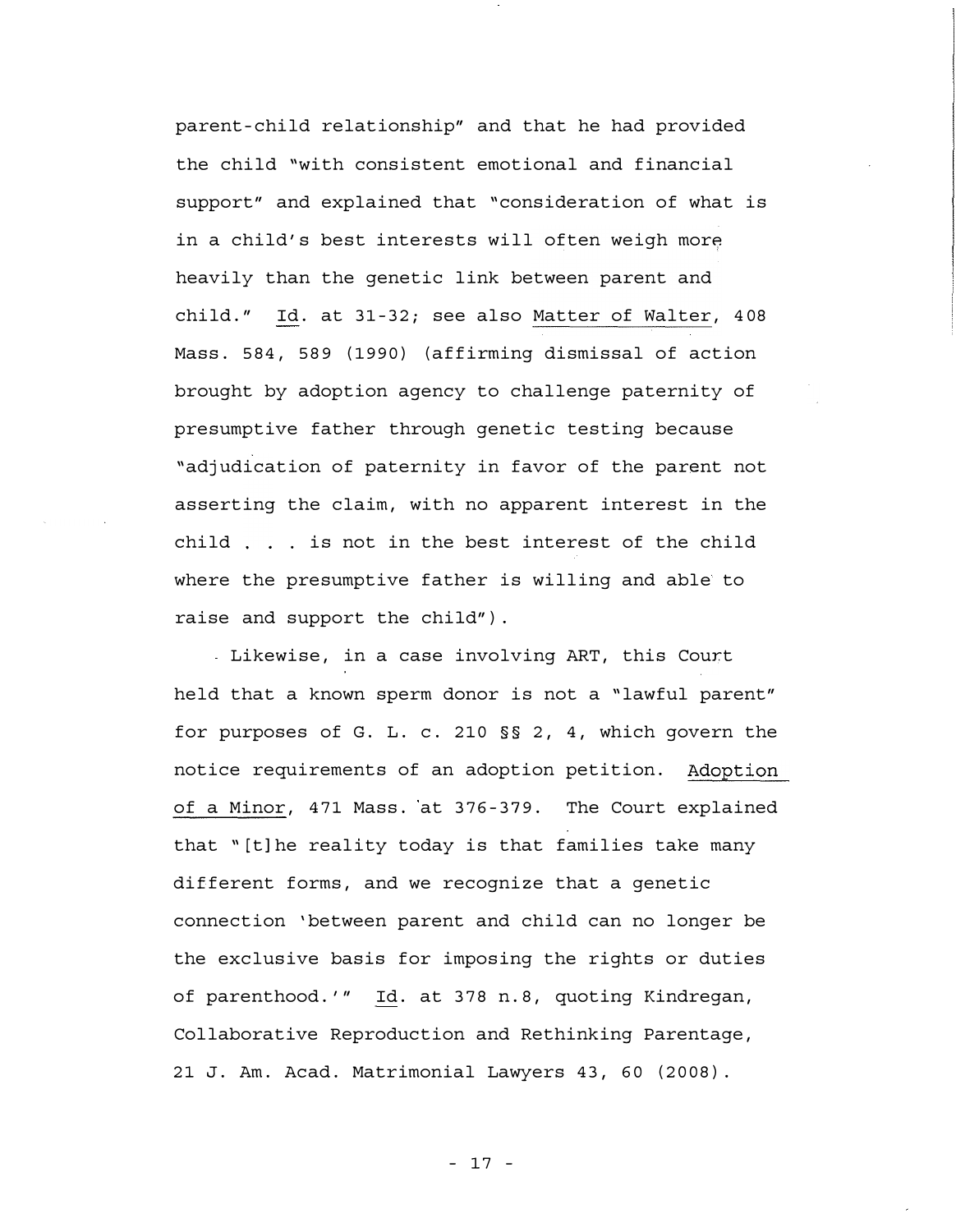parent-child relationship" and that he had provided the child "with consistent emotional and financial support" and explained that "consideration of what is in a child's best interests will often weigh more heavily than the genetic link between parent and child." Id. at 31-32; see also Matter of Walter, 408 Mass. 584, 589 (1990) (affirming dismissal of action brought by adoption agency to challenge paternity of presumptive father through genetic testing because "adjudication of paternity in favor of the parent not asserting the claim, with no apparent interest in the child . . . is not in the best interest of the child where the presumptive father is willing and able to raise and support the child").

Likewise, in a case involving ART, this Court held that a known sperm donor is not a "lawful parent" for purposes of G. L. c. 210 §§ 2, 4, which govern the notice requirements of an adoption petition. Adoption of a Minor, 471 Mass. at 376-379. The Court explained that "[t]he reality today is that families take many different forms, and we recognize that a genetic connection 'between parent and child can no longer be the exclusive basis for imposing the rights or duties of parenthood.'" Id. at 378 n.8, quoting Kindregan, Collaborative Reproduction and Rethinking Parentage, 21 J. Am. Acad. Matrimonial Lawyers 43, 60 (2008).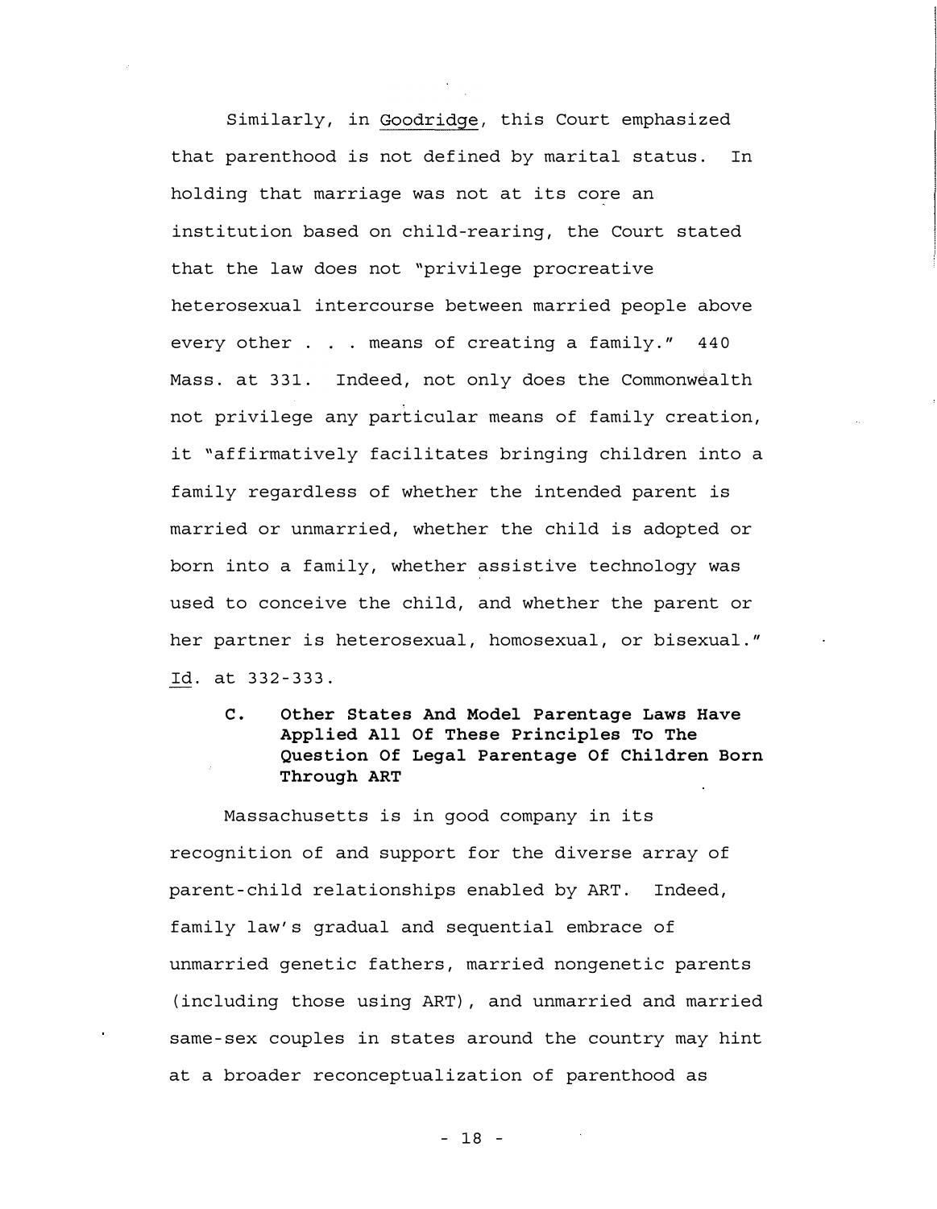Similarly, in <u>Goodridge</u>, this Court emphasized that parenthood is not defined by marital status. In holding that marriage was not at its core an institution based on child-rearing, the Court stated that the law does not "privilege procreative heterosexual intercourse between married people above every other . . . means of creating a family." 440 Mass. at 331. Indeed, not only does the Commonwealth not privilege any particular means of family creation, it "affirmatively facilitates bringing children into a family regardless of whether the intended parent is married or unmarried, whether the child is adopted or born into a family, whether assistive technology was used to conceive the child, and whether the parent or her partner is heterosexual, homosexual, or bisexual." <u>Id</u>. at 332-333.

### C. Other States And Model Parentage Laws Have Applied All Of These Principles To The Question Of Legal Parentage Of Children Born Through ART

Massachusetts is in good company in its recognition of and support for the diverse array of parent-child relationships enabled by ART. Indeed, family law's gradual and sequential embrace of unmarried genetic fathers, married nongenetic parents (including those using ART), and unmarried and married same-sex couples in states around the country may hint at a broader reconceptualization of parenthood as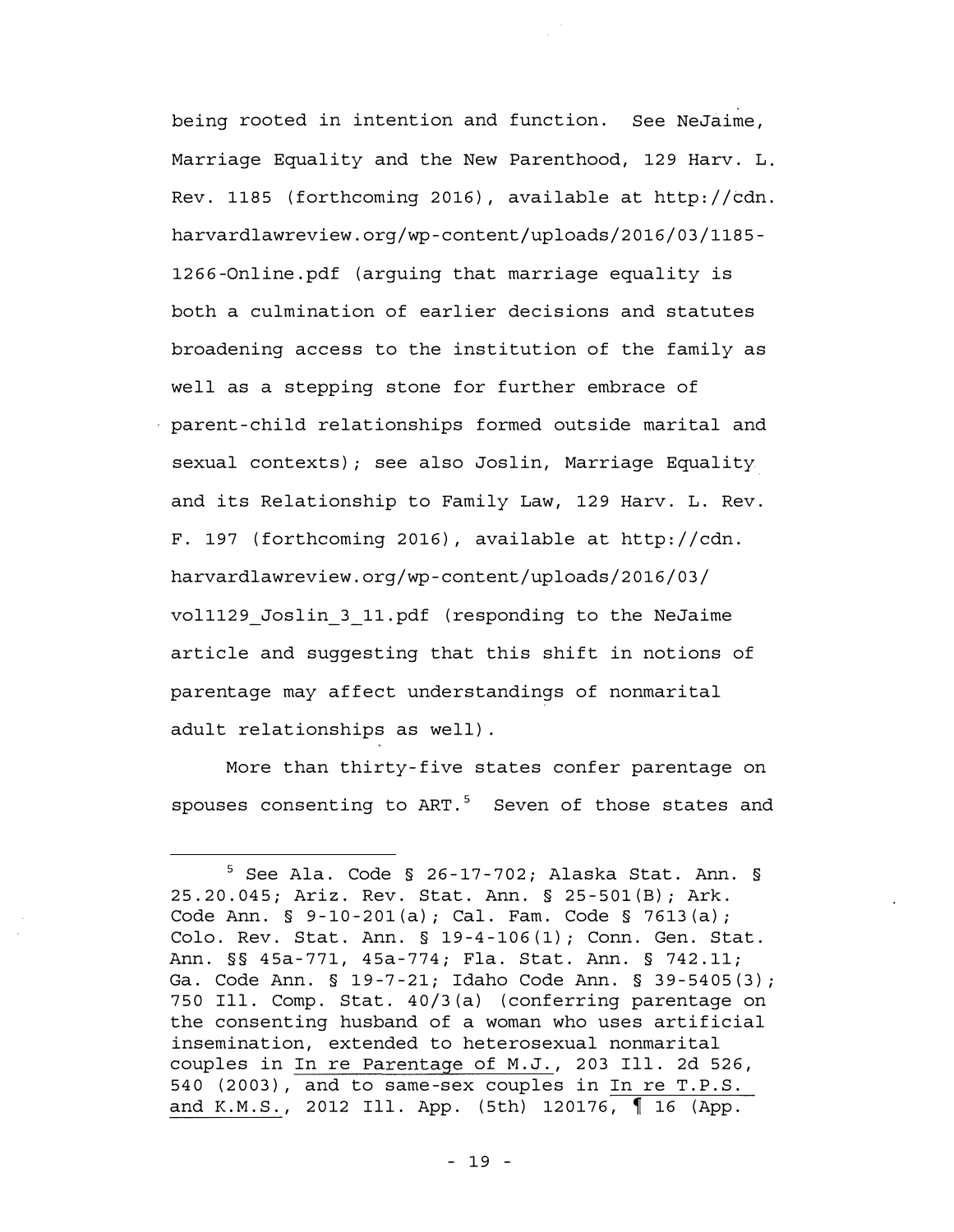being rooted in intention and function. See NeJaime, Marriage Equality and the New Parenthood, 129 Harv. L. Rev. 1185 (forthcoming 2016), available at http://cdn.harvardlawreview.org/wp-content/uploads/2016/03/1185-1266-Online.pdf (arguing that marriage equality is both a culmination of earlier decisions and statutes broadening access to the institution of the family as well as a stepping stone for further embrace of parent-child relationships formed outside marital and sexual contexts); see also Joslin, Marriage Equality and its Relationship to Family Law, 129 Harv. L. Rev. F. 197 (forthcoming 2016), available at http://cdn.harvardlawreview.org/wp-content/uploads/2016/03/vol1129_Joslin_3_11.pdf (responding to the NeJaime article and suggesting that this shift in notions of parentage may affect understandings of nonmarital adult relationships as well).

More than thirty-five states confer parentage on spouses consenting to ART.[5] Seven of those states and

---

[5] See Ala. Code § 26-17-702; Alaska Stat. Ann. § 25.20.045; Ariz. Rev. Stat. Ann. § 25-501(B); Ark. Code Ann. § 9-10-201(a); Cal. Fam. Code § 7613(a); Colo. Rev. Stat. Ann. § 19-4-106(1); Conn. Gen. Stat. Ann. §§ 45a-771, 45a-774; Fla. Stat. Ann. § 742.11; Ga. Code Ann. § 19-7-21; Idaho Code Ann. § 39-5405(3); 750 Ill. Comp. Stat. 40/3(a) (conferring parentage on the consenting husband of a woman who uses artificial insemination, extended to heterosexual nonmarital couples in <u>In re Parentage of M.J.</u>, 203 Ill. 2d 526, 540 (2003), and to same-sex couples in <u>In re T.P.S. and K.M.S.</u>, 2012 Ill. App. (5th) 120176, ¶ 16 (App.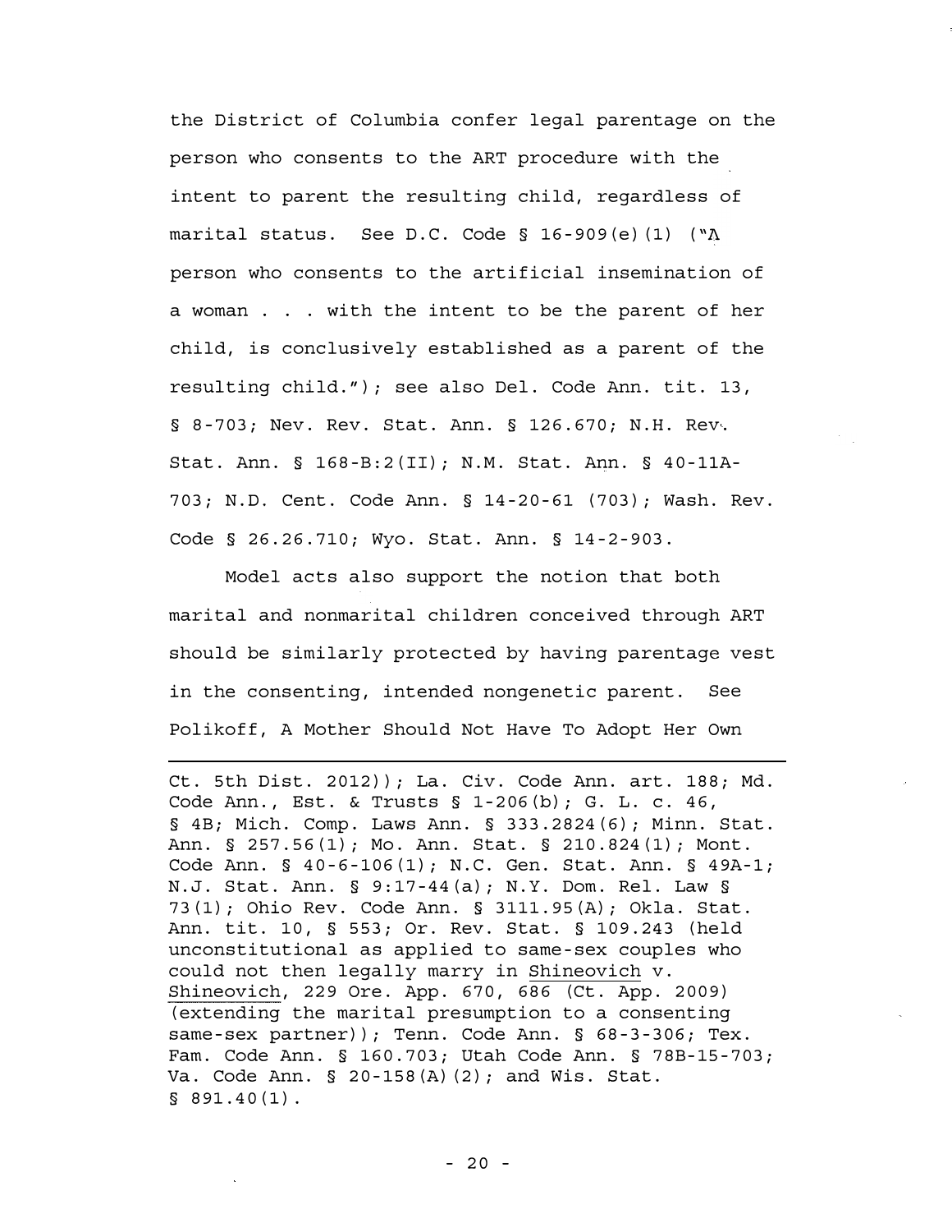the District of Columbia confer legal parentage on the person who consents to the ART procedure with the intent to parent the resulting child, regardless of marital status. See D.C. Code § 16-909(e)(1) ("A person who consents to the artificial insemination of a woman . . . with the intent to be the parent of her child, is conclusively established as a parent of the resulting child."); see also Del. Code Ann. tit. 13, § 8-703; Nev. Rev. Stat. Ann. § 126.670; N.H. Rev. Stat. Ann. § 168-B:2(II); N.M. Stat. Ann. § 40-11A-703; N.D. Cent. Code Ann. § 14-20-61 (703); Wash. Rev. Code § 26.26.710; Wyo. Stat. Ann. § 14-2-903.

Model acts also support the notion that both marital and nonmarital children conceived through ART should be similarly protected by having parentage vest in the consenting, intended nongenetic parent. See Polikoff, A Mother Should Not Have To Adopt Her Own

---

Ct. 5th Dist. 2012)); La. Civ. Code Ann. art. 188; Md. Code Ann., Est. & Trusts § 1-206(b); G. L. c. 46, § 4B; Mich. Comp. Laws Ann. § 333.2824(6); Minn. Stat. Ann. § 257.56(1); Mo. Ann. Stat. § 210.824(1); Mont. Code Ann. § 40-6-106(1); N.C. Gen. Stat. Ann. § 49A-1; N.J. Stat. Ann. § 9:17-44(a); N.Y. Dom. Rel. Law § 73(1); Ohio Rev. Code Ann. § 3111.95(A); Okla. Stat. Ann. tit. 10, § 553; Or. Rev. Stat. § 109.243 (held unconstitutional as applied to same-sex couples who could not then legally marry in Shineovich v. Shineovich, 229 Ore. App. 670, 686 (Ct. App. 2009) (extending the marital presumption to a consenting same-sex partner)); Tenn. Code Ann. § 68-3-306; Tex. Fam. Code Ann. § 160.703; Utah Code Ann. § 78B-15-703; Va. Code Ann. § 20-158(A)(2); and Wis. Stat. § 891.40(1).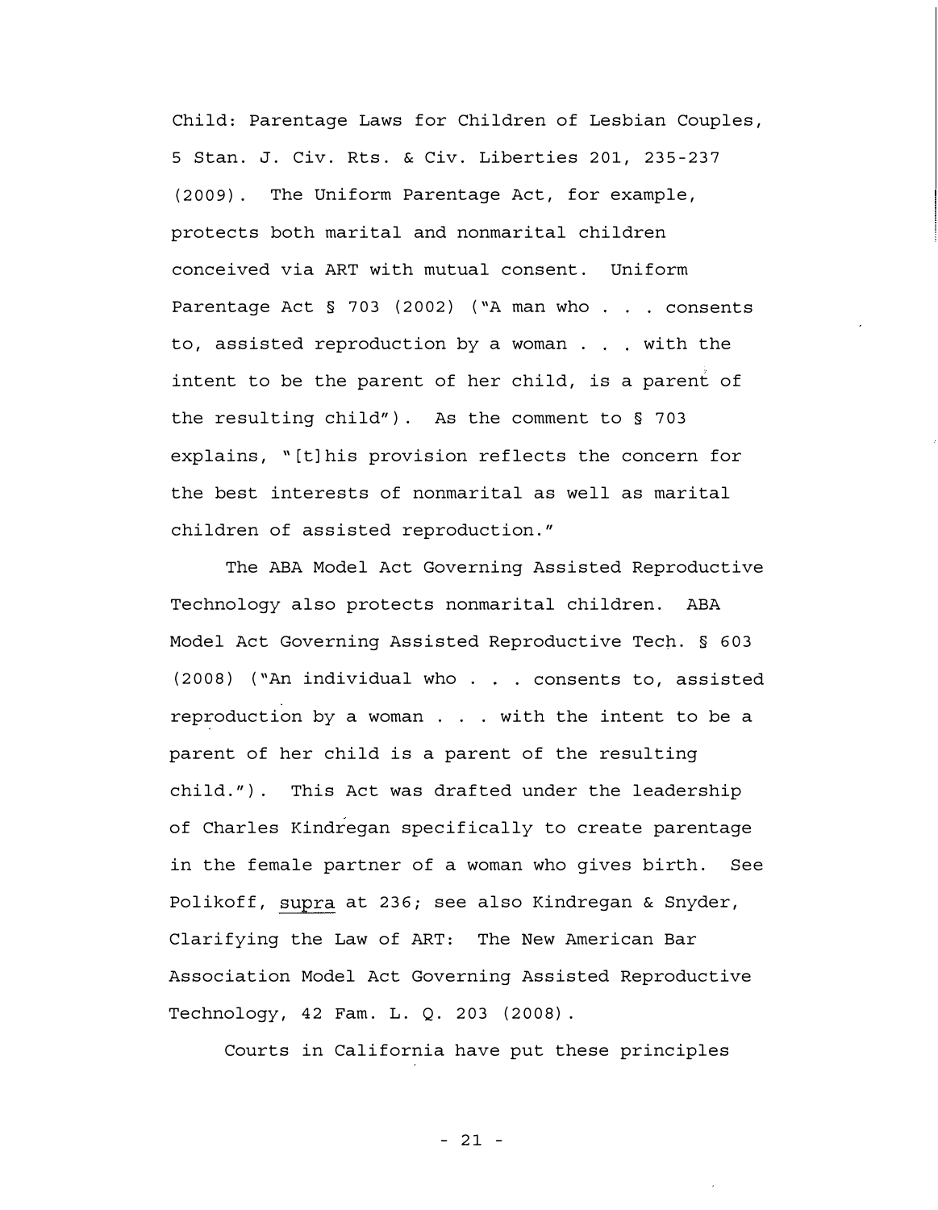Child: Parentage Laws for Children of Lesbian Couples, 5 Stan. J. Civ. Rts. & Civ. Liberties 201, 235-237 (2009). The Uniform Parentage Act, for example, protects both marital and nonmarital children conceived via ART with mutual consent. Uniform Parentage Act § 703 (2002) ("A man who . . . consents to, assisted reproduction by a woman . . . with the intent to be the parent of her child, is a parent of the resulting child"). As the comment to § 703 explains, "[t]his provision reflects the concern for the best interests of nonmarital as well as marital children of assisted reproduction."

The ABA Model Act Governing Assisted Reproductive Technology also protects nonmarital children. ABA Model Act Governing Assisted Reproductive Tech. § 603 (2008) ("An individual who . . . consents to, assisted reproduction by a woman . . . with the intent to be a parent of her child is a parent of the resulting child."). This Act was drafted under the leadership of Charles Kindregan specifically to create parentage in the female partner of a woman who gives birth. See Polikoff, supra at 236; see also Kindregan & Snyder, Clarifying the Law of ART: The New American Bar Association Model Act Governing Assisted Reproductive Technology, 42 Fam. L. Q. 203 (2008).

Courts in California have put these principles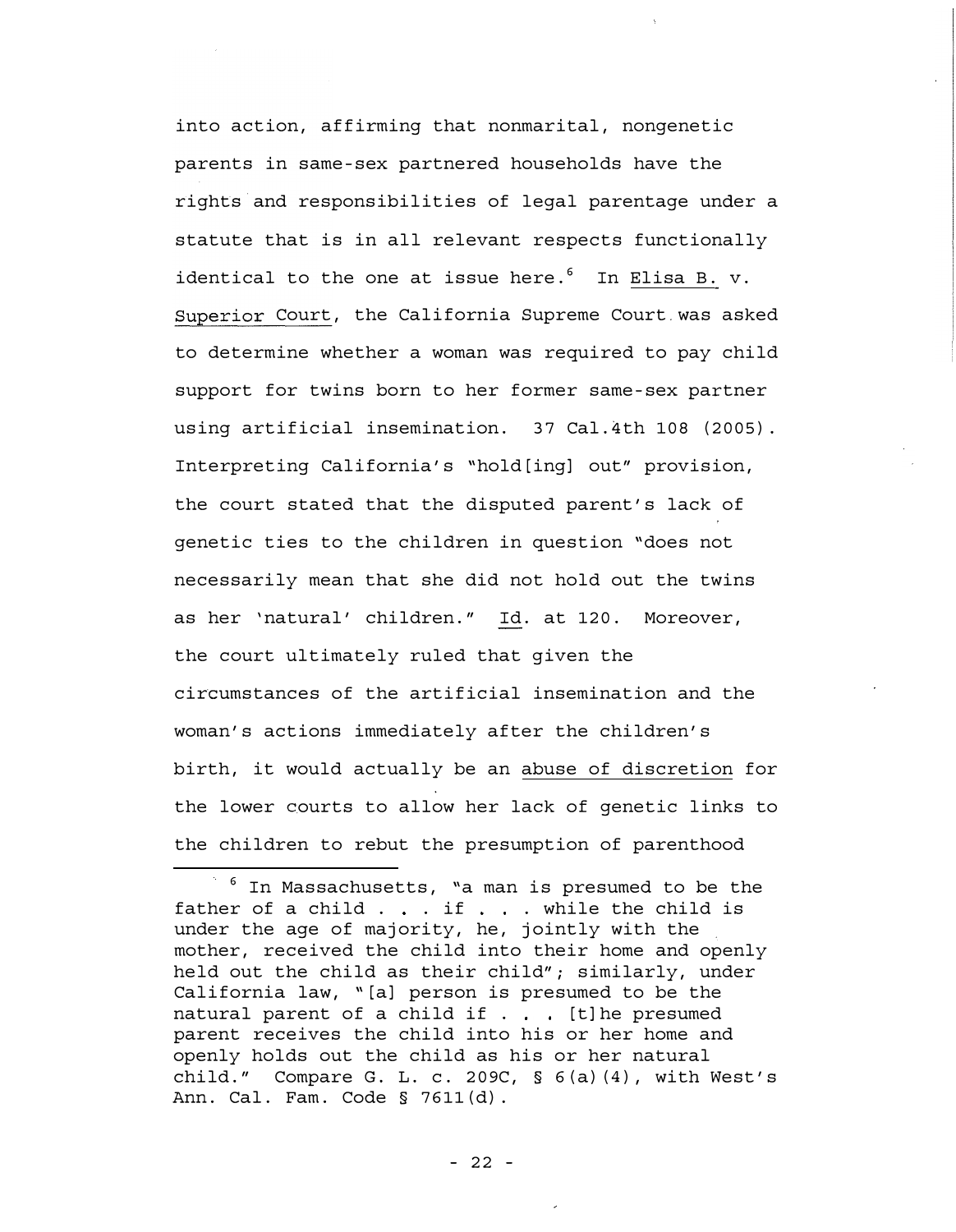into action, affirming that nonmarital, nongenetic parents in same-sex partnered households have the rights and responsibilities of legal parentage under a statute that is in all relevant respects functionally identical to the one at issue here.[6] In Elisa B. v. Superior Court, the California Supreme Court was asked to determine whether a woman was required to pay child support for twins born to her former same-sex partner using artificial insemination. 37 Cal.4th 108 (2005). Interpreting California's "hold[ing] out" provision, the court stated that the disputed parent's lack of genetic ties to the children in question "does not necessarily mean that she did not hold out the twins as her 'natural' children." Id. at 120. Moreover, the court ultimately ruled that given the circumstances of the artificial insemination and the woman's actions immediately after the children's birth, it would actually be an abuse of discretion for the lower courts to allow her lack of genetic links to the children to rebut the presumption of parenthood

---

[6] In Massachusetts, "a man is presumed to be the father of a child . . . if . . . while the child is under the age of majority, he, jointly with the mother, received the child into their home and openly held out the child as their child"; similarly, under California law, "[a] person is presumed to be the natural parent of a child if . . . [t]he presumed parent receives the child into his or her home and openly holds out the child as his or her natural child." Compare G. L. c. 209C, § 6(a)(4), with West's Ann. Cal. Fam. Code § 7611(d).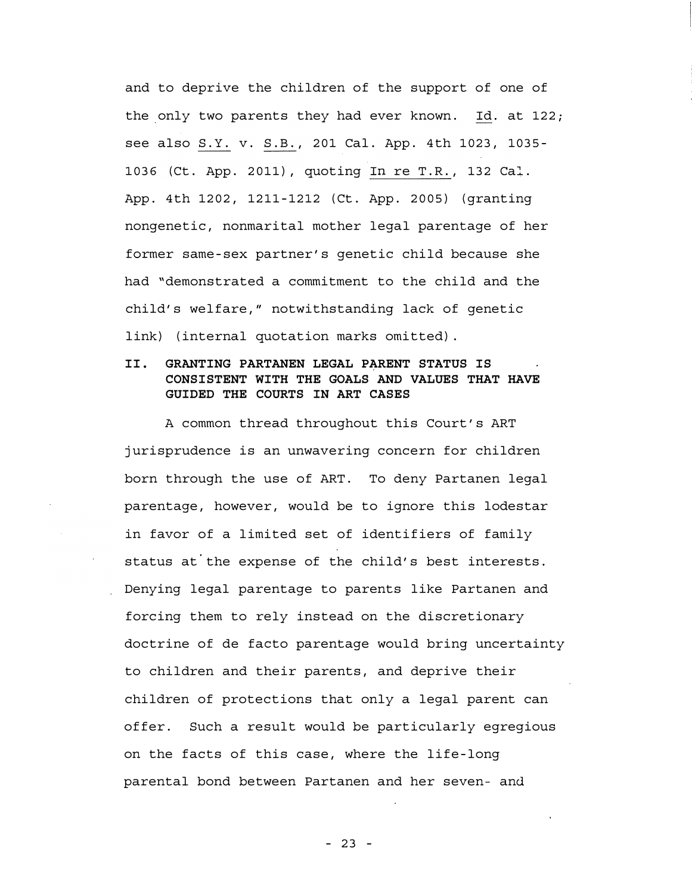and to deprive the children of the support of one of the only two parents they had ever known. Id. at 122; see also S.Y. v. S.B., 201 Cal. App. 4th 1023, 1035-1036 (Ct. App. 2011), quoting In re T.R., 132 Cal. App. 4th 1202, 1211-1212 (Ct. App. 2005) (granting nongenetic, nonmarital mother legal parentage of her former same-sex partner's genetic child because she had "demonstrated a commitment to the child and the child's welfare," notwithstanding lack of genetic link) (internal quotation marks omitted).

## II. GRANTING PARTANEN LEGAL PARENT STATUS IS CONSISTENT WITH THE GOALS AND VALUES THAT HAVE GUIDED THE COURTS IN ART CASES

A common thread throughout this Court's ART jurisprudence is an unwavering concern for children born through the use of ART. To deny Partanen legal parentage, however, would be to ignore this lodestar in favor of a limited set of identifiers of family status at the expense of the child's best interests. Denying legal parentage to parents like Partanen and forcing them to rely instead on the discretionary doctrine of de facto parentage would bring uncertainty to children and their parents, and deprive their children of protections that only a legal parent can offer. Such a result would be particularly egregious on the facts of this case, where the life-long parental bond between Partanen and her seven- and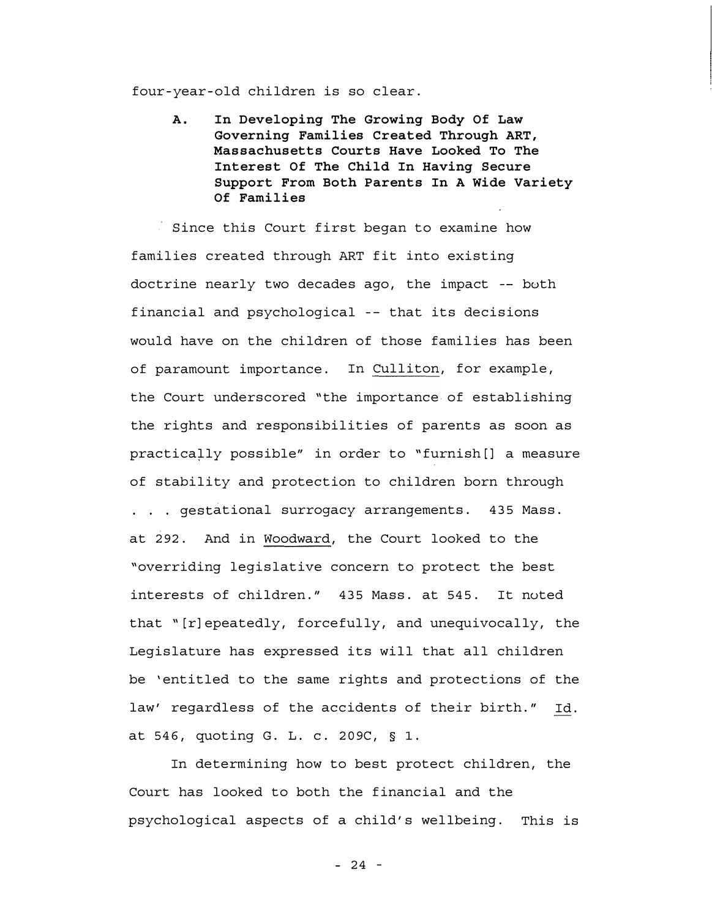four-year-old children is so clear.

### A. In Developing The Growing Body Of Law Governing Families Created Through ART, Massachusetts Courts Have Looked To The Interest Of The Child In Having Secure Support From Both Parents In A Wide Variety Of Families

Since this Court first began to examine how families created through ART fit into existing doctrine nearly two decades ago, the impact -- both financial and psychological -- that its decisions would have on the children of those families has been of paramount importance. In Culliton, for example, the Court underscored "the importance of establishing the rights and responsibilities of parents as soon as practically possible" in order to "furnish[] a measure of stability and protection to children born through . . . gestational surrogacy arrangements. 435 Mass. at 292. And in Woodward, the Court looked to the "overriding legislative concern to protect the best interests of children." 435 Mass. at 545. It noted that "[r]epeatedly, forcefully, and unequivocally, the Legislature has expressed its will that all children be 'entitled to the same rights and protections of the law' regardless of the accidents of their birth." Id. at 546, quoting G. L. c. 209C, § 1.

In determining how to best protect children, the Court has looked to both the financial and the psychological aspects of a child's wellbeing. This is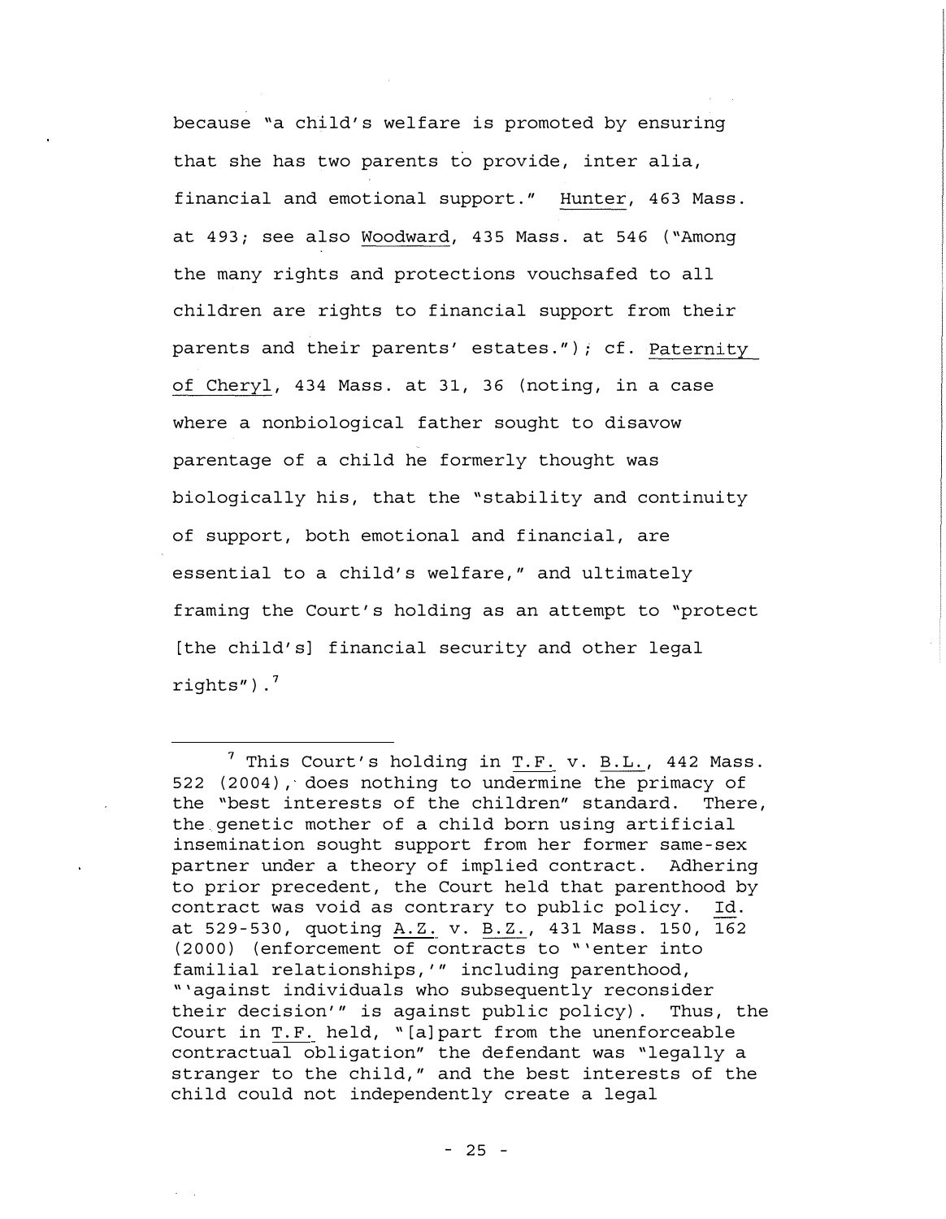because "a child's welfare is promoted by ensuring that she has two parents to provide, inter alia, financial and emotional support." Hunter, 463 Mass. at 493; see also Woodward, 435 Mass. at 546 ("Among the many rights and protections vouchsafed to all children are rights to financial support from their parents and their parents' estates."); cf. Paternity of Cheryl, 434 Mass. at 31, 36 (noting, in a case where a nonbiological father sought to disavow parentage of a child he formerly thought was biologically his, that the "stability and continuity of support, both emotional and financial, are essential to a child's welfare," and ultimately framing the Court's holding as an attempt to "protect [the child's] financial security and other legal rights").[7]

---

[7] This Court's holding in T.F. v. B.L., 442 Mass. 522 (2004), does nothing to undermine the primacy of the "best interests of the children" standard. There, the genetic mother of a child born using artificial insemination sought support from her former same-sex partner under a theory of implied contract. Adhering to prior precedent, the Court held that parenthood by contract was void as contrary to public policy. Id. at 529-530, quoting A.Z. v. B.Z., 431 Mass. 150, 162 (2000) (enforcement of contracts to "'enter into familial relationships,'" including parenthood, "'against individuals who subsequently reconsider their decision'" is against public policy). Thus, the Court in T.F. held, "[a]part from the unenforceable contractual obligation" the defendant was "legally a stranger to the child," and the best interests of the child could not independently create a legal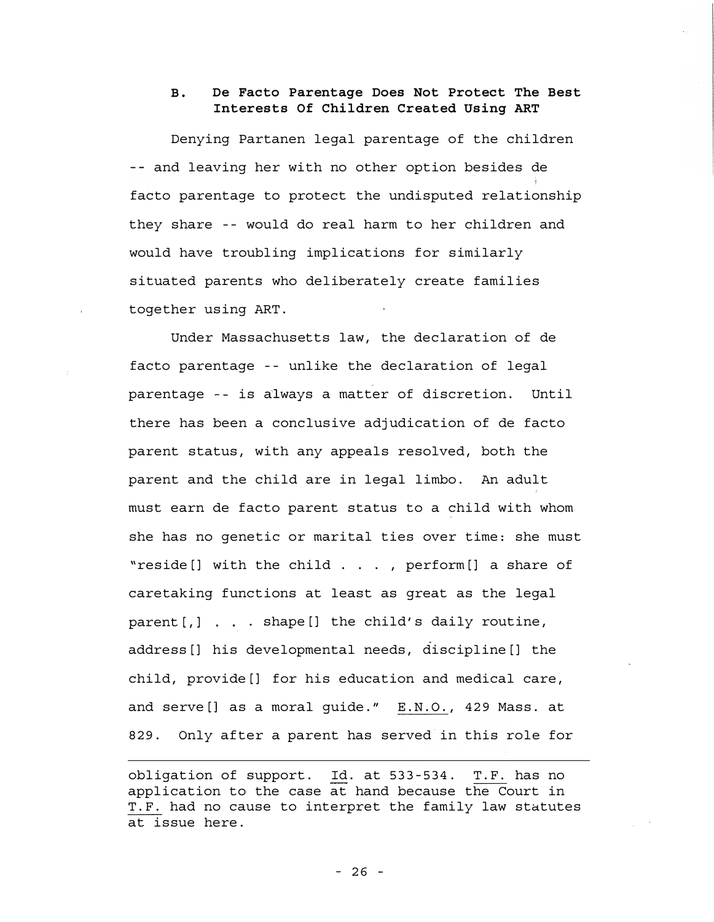### B. De Facto Parentage Does Not Protect The Best Interests Of Children Created Using ART

Denying Partanen legal parentage of the children -- and leaving her with no other option besides de facto parentage to protect the undisputed relationship they share -- would do real harm to her children and would have troubling implications for similarly situated parents who deliberately create families together using ART.

Under Massachusetts law, the declaration of de facto parentage -- unlike the declaration of legal parentage -- is always a matter of discretion. Until there has been a conclusive adjudication of de facto parent status, with any appeals resolved, both the parent and the child are in legal limbo. An adult must earn de facto parent status to a child with whom she has no genetic or marital ties over time: she must "reside[] with the child . . . , perform[] a share of caretaking functions at least as great as the legal parent[,] . . . shape[] the child's daily routine, address[] his developmental needs, discipline[] the child, provide[] for his education and medical care, and serve[] as a moral guide." E.N.O., 429 Mass. at 829. Only after a parent has served in this role for

---

obligation of support. Id. at 533-534. T.F. has no application to the case at hand because the Court in T.F. had no cause to interpret the family law statutes at issue here.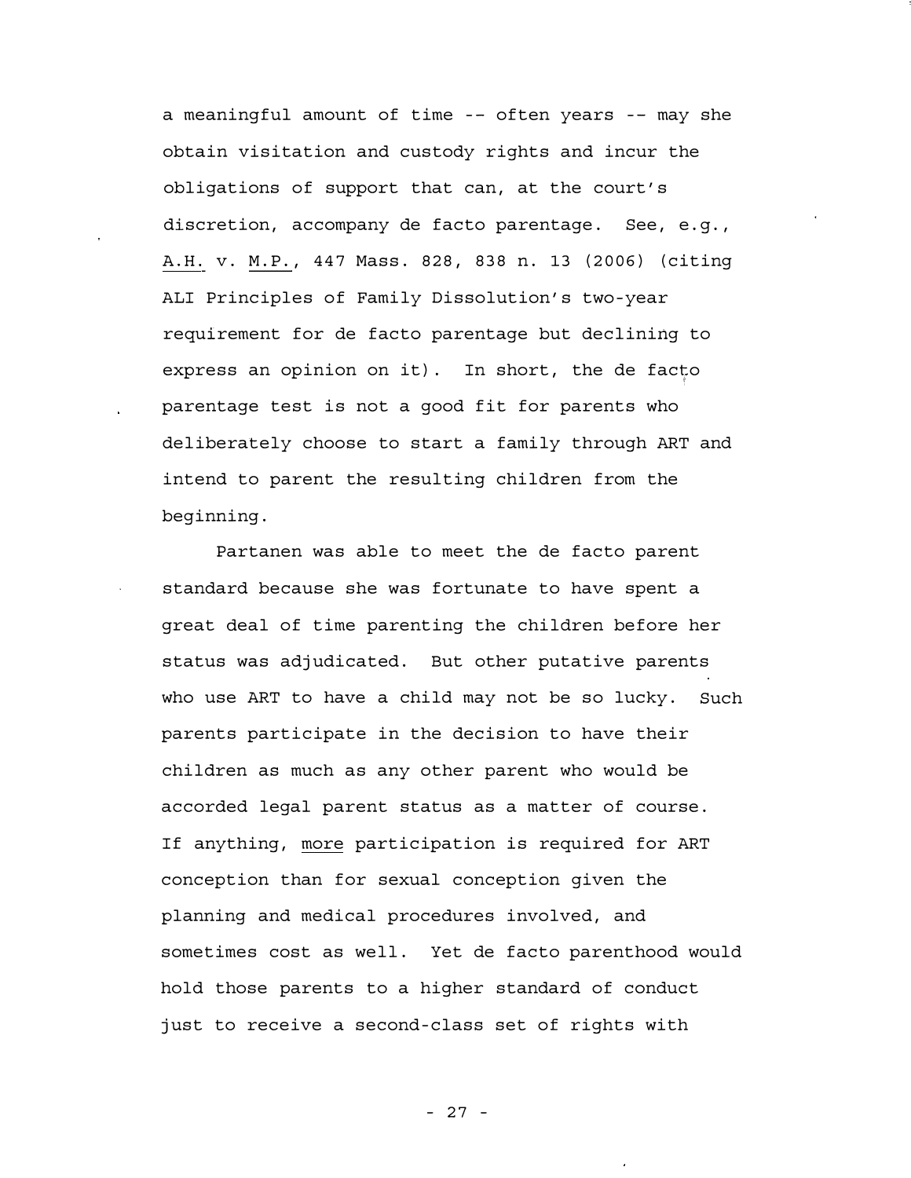a meaningful amount of time -- often years -- may she obtain visitation and custody rights and incur the obligations of support that can, at the court's discretion, accompany de facto parentage. See, e.g., A.H. v. M.P., 447 Mass. 828, 838 n. 13 (2006) (citing ALI Principles of Family Dissolution's two-year requirement for de facto parentage but declining to express an opinion on it). In short, the de facto parentage test is not a good fit for parents who deliberately choose to start a family through ART and intend to parent the resulting children from the beginning.

Partanen was able to meet the de facto parent standard because she was fortunate to have spent a great deal of time parenting the children before her status was adjudicated. But other putative parents who use ART to have a child may not be so lucky. Such parents participate in the decision to have their children as much as any other parent who would be accorded legal parent status as a matter of course. If anything, more participation is required for ART conception than for sexual conception given the planning and medical procedures involved, and sometimes cost as well. Yet de facto parenthood would hold those parents to a higher standard of conduct just to receive a second-class set of rights with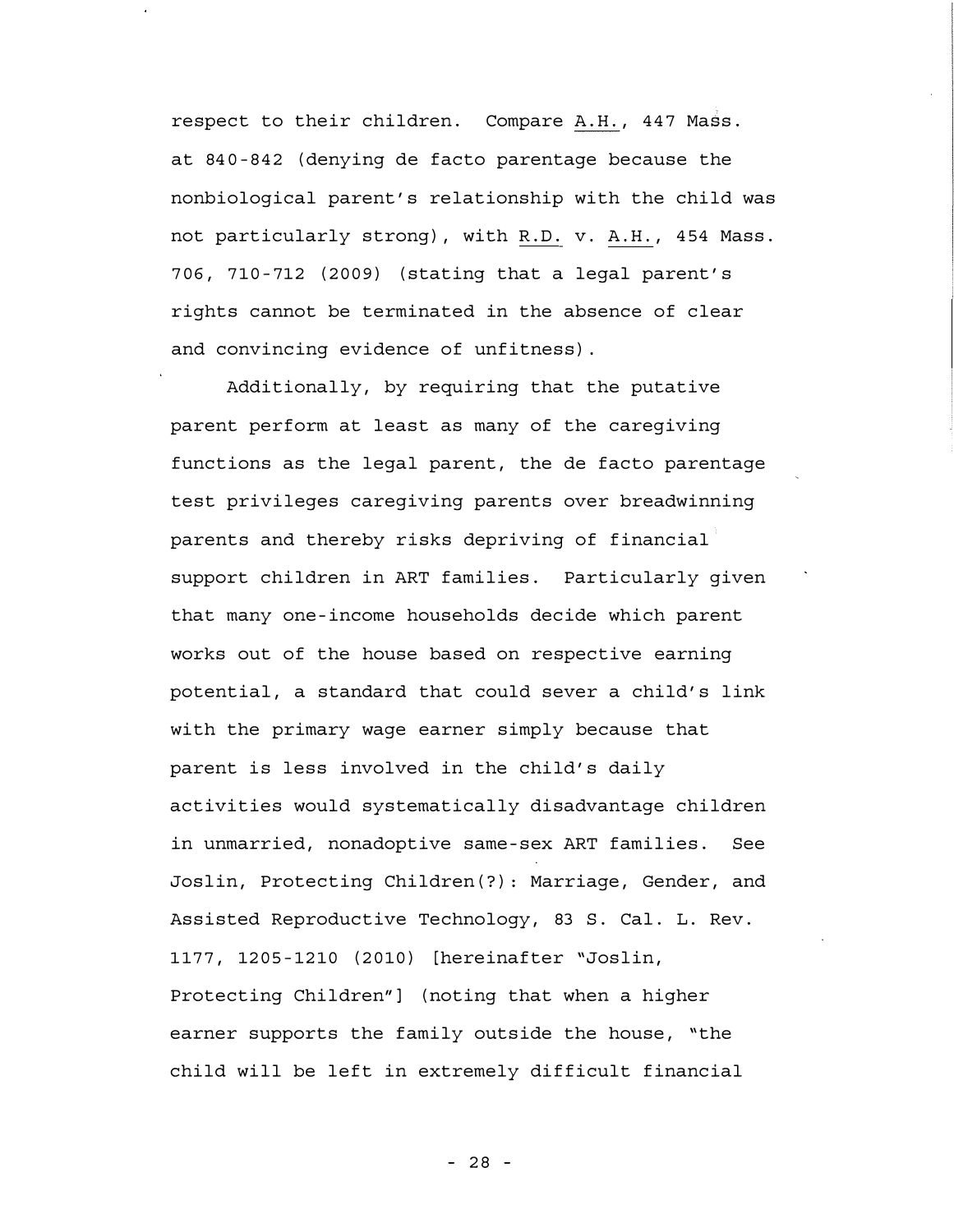respect to their children. Compare A.H., 447 Mass. at 840-842 (denying de facto parentage because the nonbiological parent's relationship with the child was not particularly strong), with R.D. v. A.H., 454 Mass. 706, 710-712 (2009) (stating that a legal parent's rights cannot be terminated in the absence of clear and convincing evidence of unfitness).

Additionally, by requiring that the putative parent perform at least as many of the caregiving functions as the legal parent, the de facto parentage test privileges caregiving parents over breadwinning parents and thereby risks depriving of financial support children in ART families. Particularly given that many one-income households decide which parent works out of the house based on respective earning potential, a standard that could sever a child's link with the primary wage earner simply because that parent is less involved in the child's daily activities would systematically disadvantage children in unmarried, nonadoptive same-sex ART families. See Joslin, Protecting Children(?): Marriage, Gender, and Assisted Reproductive Technology, 83 S. Cal. L. Rev. 1177, 1205-1210 (2010) [hereinafter "Joslin, Protecting Children"] (noting that when a higher earner supports the family outside the house, "the child will be left in extremely difficult financial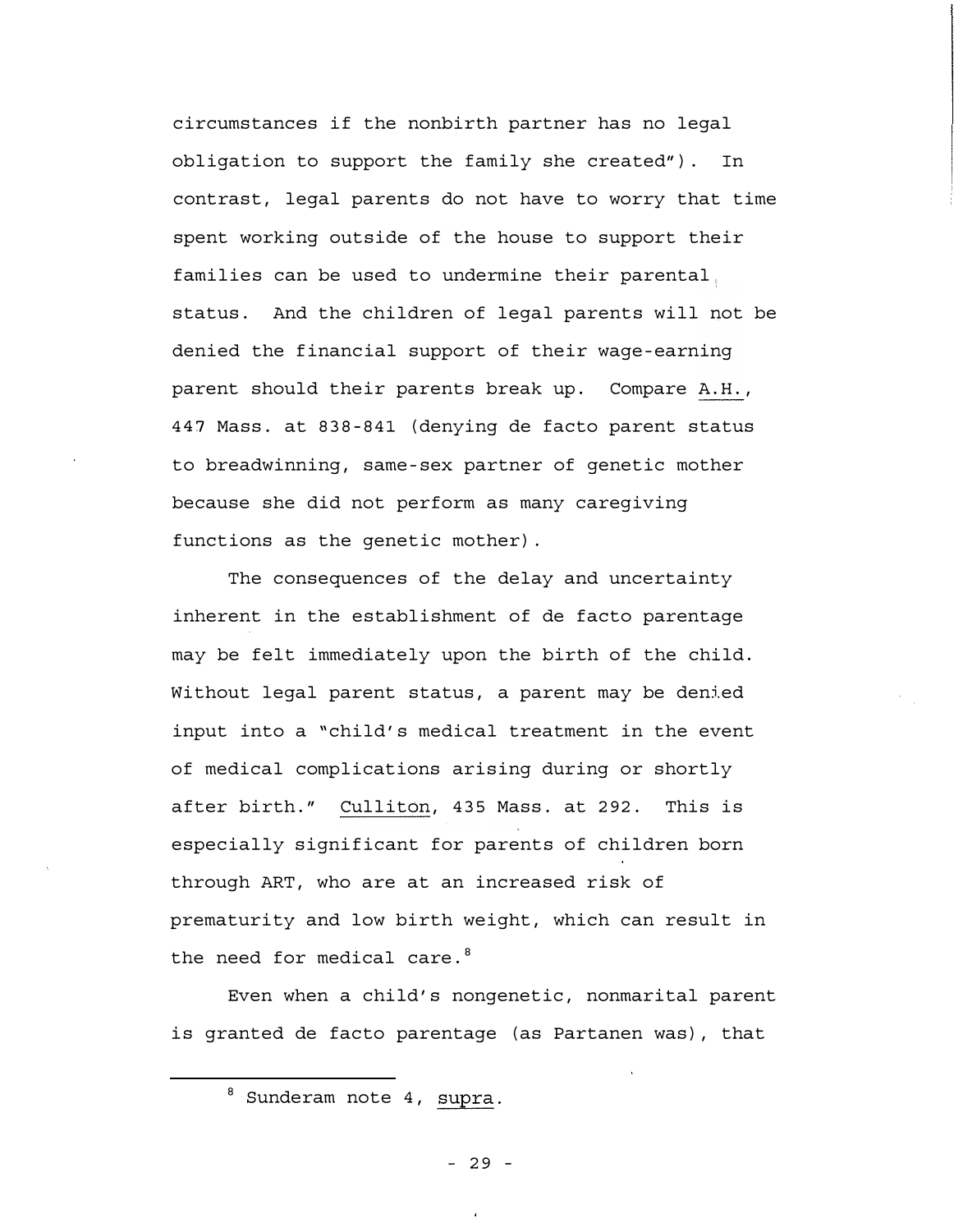circumstances if the nonbirth partner has no legal obligation to support the family she created"). In contrast, legal parents do not have to worry that time spent working outside of the house to support their families can be used to undermine their parental status. And the children of legal parents will not be denied the financial support of their wage-earning parent should their parents break up. Compare A.H., 447 Mass. at 838-841 (denying de facto parent status to breadwinning, same-sex partner of genetic mother because she did not perform as many caregiving functions as the genetic mother).

The consequences of the delay and uncertainty inherent in the establishment of de facto parentage may be felt immediately upon the birth of the child. Without legal parent status, a parent may be denied input into a "child's medical treatment in the event of medical complications arising during or shortly after birth." Culliton, 435 Mass. at 292. This is especially significant for parents of children born through ART, who are at an increased risk of prematurity and low birth weight, which can result in the need for medical care.[8]

Even when a child's nongenetic, nonmarital parent is granted de facto parentage (as Partanen was), that

[8] Sunderam note 4, supra.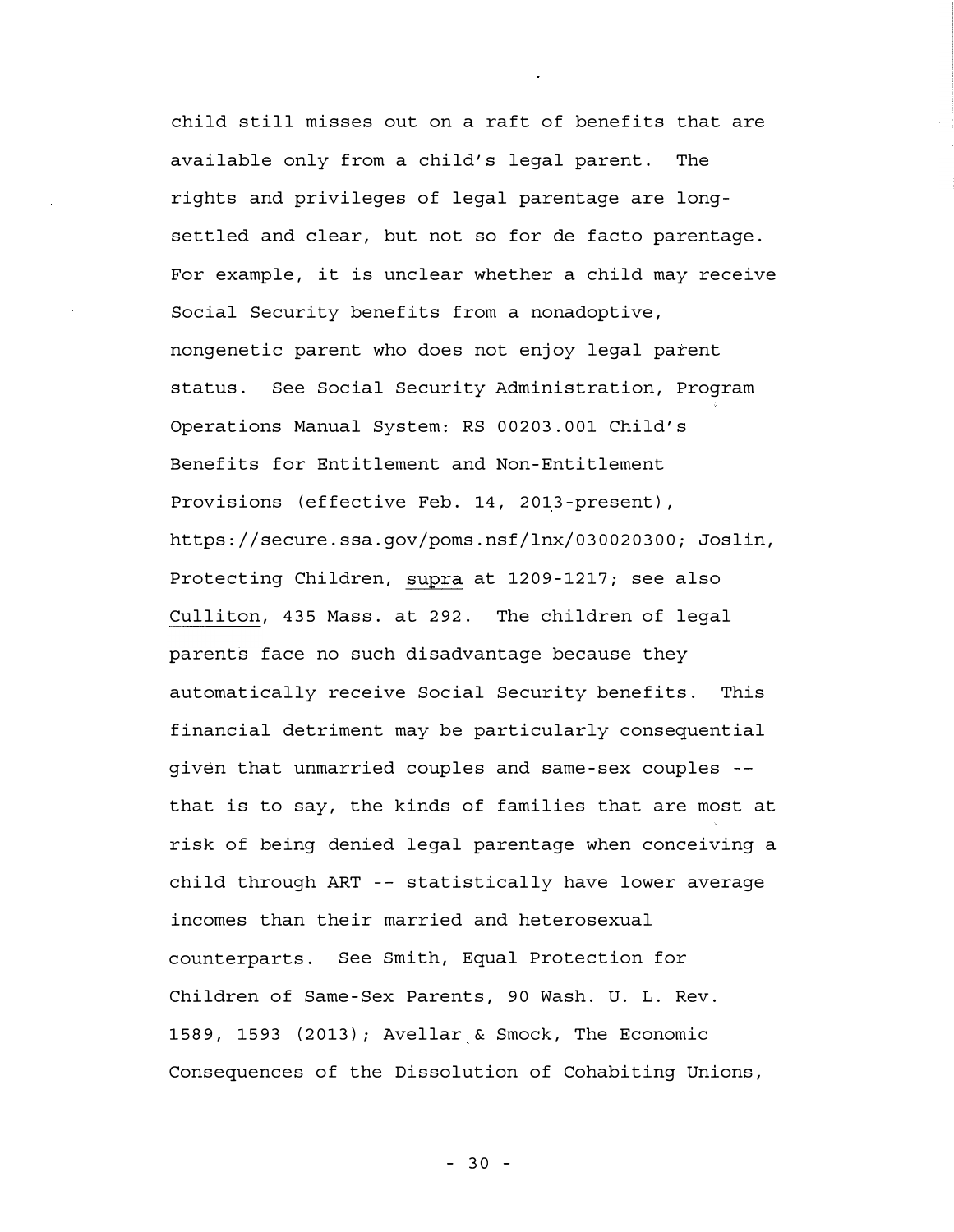child still misses out on a raft of benefits that are available only from a child's legal parent. The rights and privileges of legal parentage are long-settled and clear, but not so for de facto parentage. For example, it is unclear whether a child may receive Social Security benefits from a nonadoptive, nongenetic parent who does not enjoy legal parent status. See Social Security Administration, Program Operations Manual System: RS 00203.001 Child's Benefits for Entitlement and Non-Entitlement Provisions (effective Feb. 14, 2013-present), https://secure.ssa.gov/poms.nsf/lnx/030020300; Joslin, Protecting Children, supra at 1209-1217; see also Culliton, 435 Mass. at 292. The children of legal parents face no such disadvantage because they automatically receive Social Security benefits. This financial detriment may be particularly consequential given that unmarried couples and same-sex couples -- that is to say, the kinds of families that are most at risk of being denied legal parentage when conceiving a child through ART -- statistically have lower average incomes than their married and heterosexual counterparts. See Smith, Equal Protection for Children of Same-Sex Parents, 90 Wash. U. L. Rev. 1589, 1593 (2013); Avellar & Smock, The Economic Consequences of the Dissolution of Cohabiting Unions,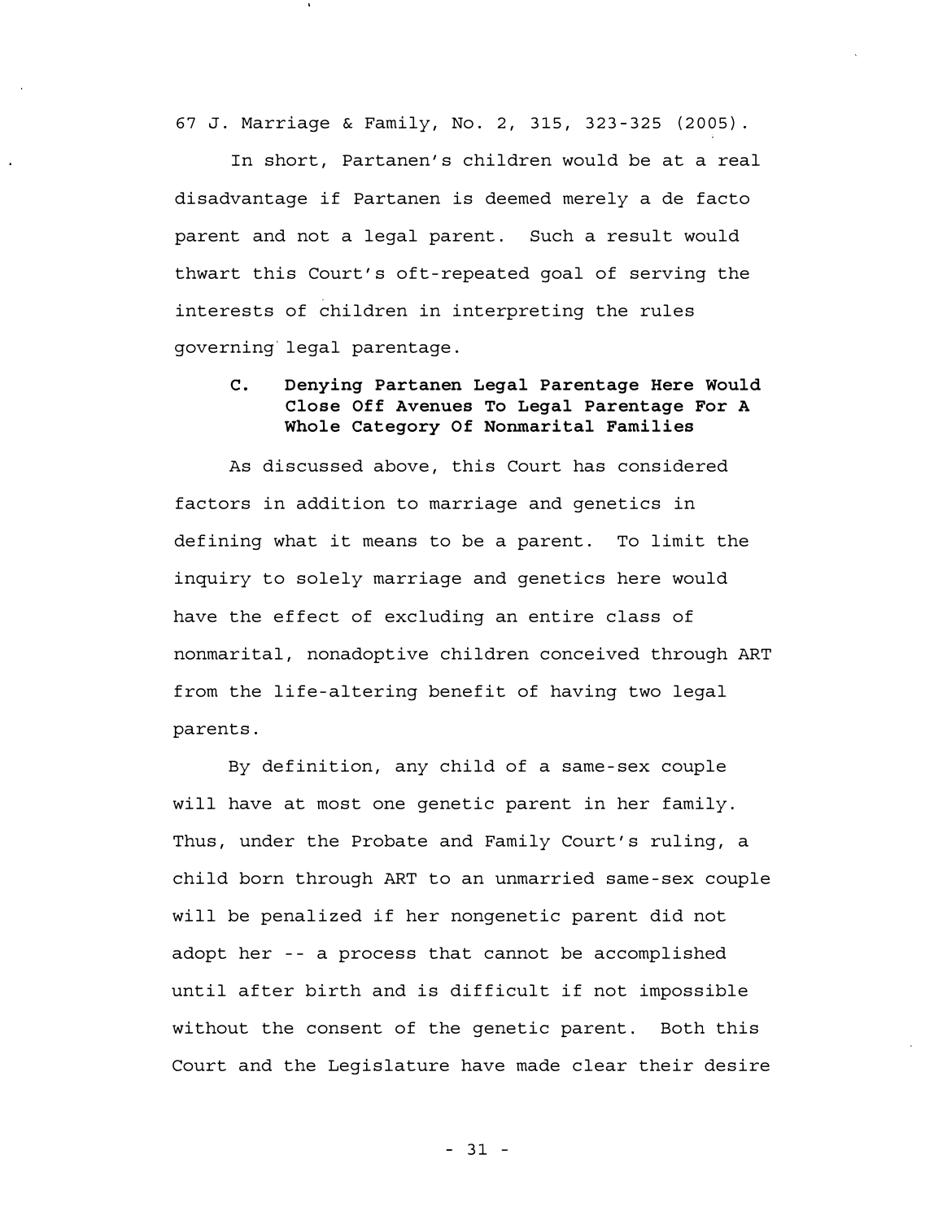67 J. Marriage & Family, No. 2, 315, 323-325 (2005).

In short, Partanen's children would be at a real disadvantage if Partanen is deemed merely a de facto parent and not a legal parent. Such a result would thwart this Court's oft-repeated goal of serving the interests of children in interpreting the rules governing legal parentage.

### C. Denying Partanen Legal Parentage Here Would Close Off Avenues To Legal Parentage For A Whole Category Of Nonmarital Families

As discussed above, this Court has considered factors in addition to marriage and genetics in defining what it means to be a parent. To limit the inquiry to solely marriage and genetics here would have the effect of excluding an entire class of nonmarital, nonadoptive children conceived through ART from the life-altering benefit of having two legal parents.

By definition, any child of a same-sex couple will have at most one genetic parent in her family. Thus, under the Probate and Family Court's ruling, a child born through ART to an unmarried same-sex couple will be penalized if her nongenetic parent did not adopt her -- a process that cannot be accomplished until after birth and is difficult if not impossible without the consent of the genetic parent. Both this Court and the Legislature have made clear their desire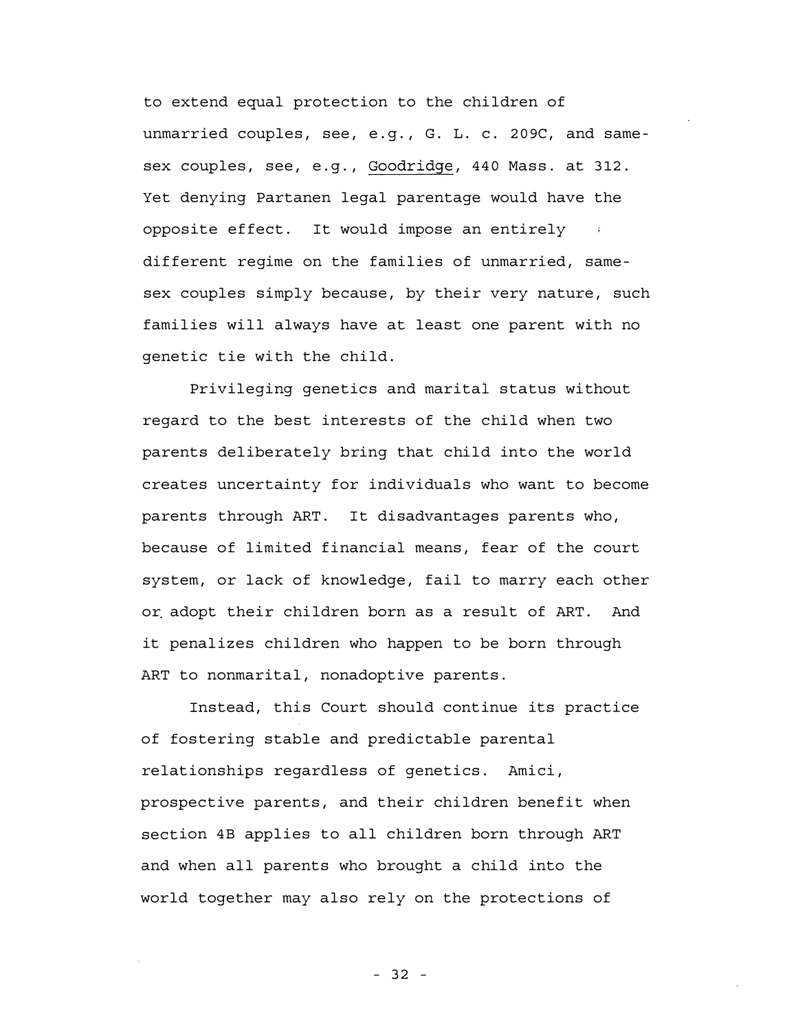to extend equal protection to the children of unmarried couples, see, e.g., G. L. c. 209C, and same-sex couples, see, e.g., Goodridge, 440 Mass. at 312. Yet denying Partanen legal parentage would have the opposite effect. It would impose an entirely different regime on the families of unmarried, same-sex couples simply because, by their very nature, such families will always have at least one parent with no genetic tie with the child.

Privileging genetics and marital status without regard to the best interests of the child when two parents deliberately bring that child into the world creates uncertainty for individuals who want to become parents through ART. It disadvantages parents who, because of limited financial means, fear of the court system, or lack of knowledge, fail to marry each other or adopt their children born as a result of ART. And it penalizes children who happen to be born through ART to nonmarital, nonadoptive parents.

Instead, this Court should continue its practice of fostering stable and predictable parental relationships regardless of genetics. Amici, prospective parents, and their children benefit when section 4B applies to all children born through ART and when all parents who brought a child into the world together may also rely on the protections of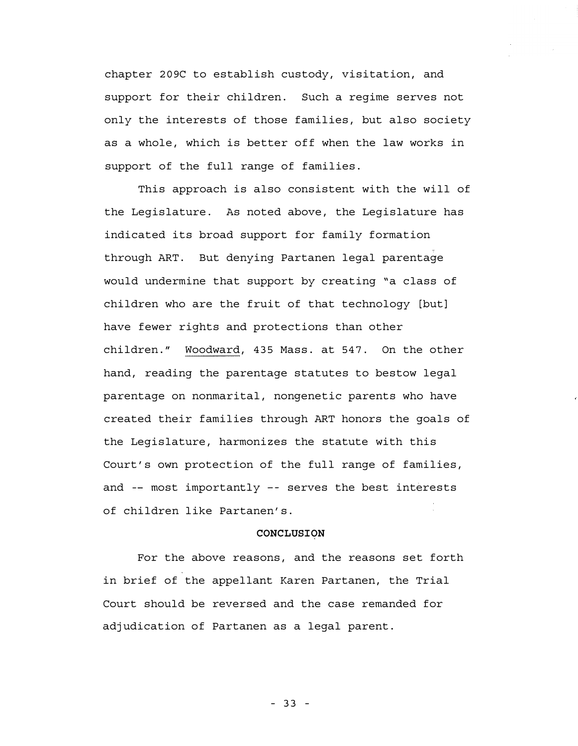chapter 209C to establish custody, visitation, and support for their children. Such a regime serves not only the interests of those families, but also society as a whole, which is better off when the law works in support of the full range of families.

This approach is also consistent with the will of the Legislature. As noted above, the Legislature has indicated its broad support for family formation through ART. But denying Partanen legal parentage would undermine that support by creating "a class of children who are the fruit of that technology [but] have fewer rights and protections than other children." Woodward, 435 Mass. at 547. On the other hand, reading the parentage statutes to bestow legal parentage on nonmarital, nongenetic parents who have created their families through ART honors the goals of the Legislature, harmonizes the statute with this Court's own protection of the full range of families, and -- most importantly -- serves the best interests of children like Partanen's.

## CONCLUSION

For the above reasons, and the reasons set forth in brief of the appellant Karen Partanen, the Trial Court should be reversed and the case remanded for adjudication of Partanen as a legal parent.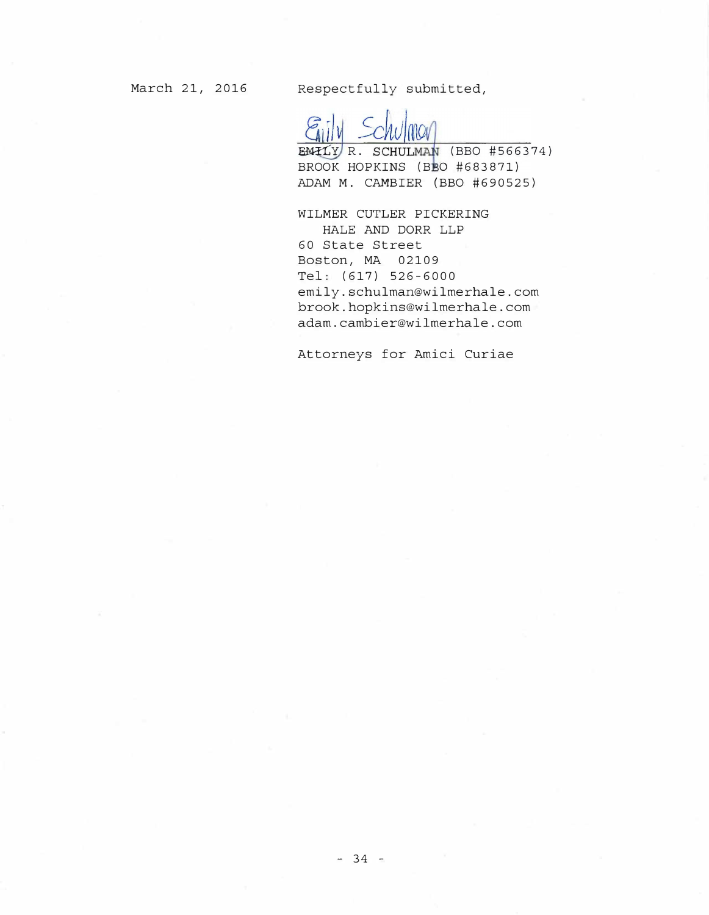March 21, 2016

Respectfully submitted,

EMILY R. SCHULMAN (BBO #566374)
BROOK HOPKINS (BBO #683871)
ADAM M. CAMBIER (BBO #690525)

WILMER CUTLER PICKERING
HALE AND DORR LLP
60 State Street
Boston, MA 02109
Tel: (617) 526-6000
emily.schulman@wilmerhale.com
brook.hopkins@wilmerhale.com
adam.cambier@wilmerhale.com

Attorneys for Amici Curiae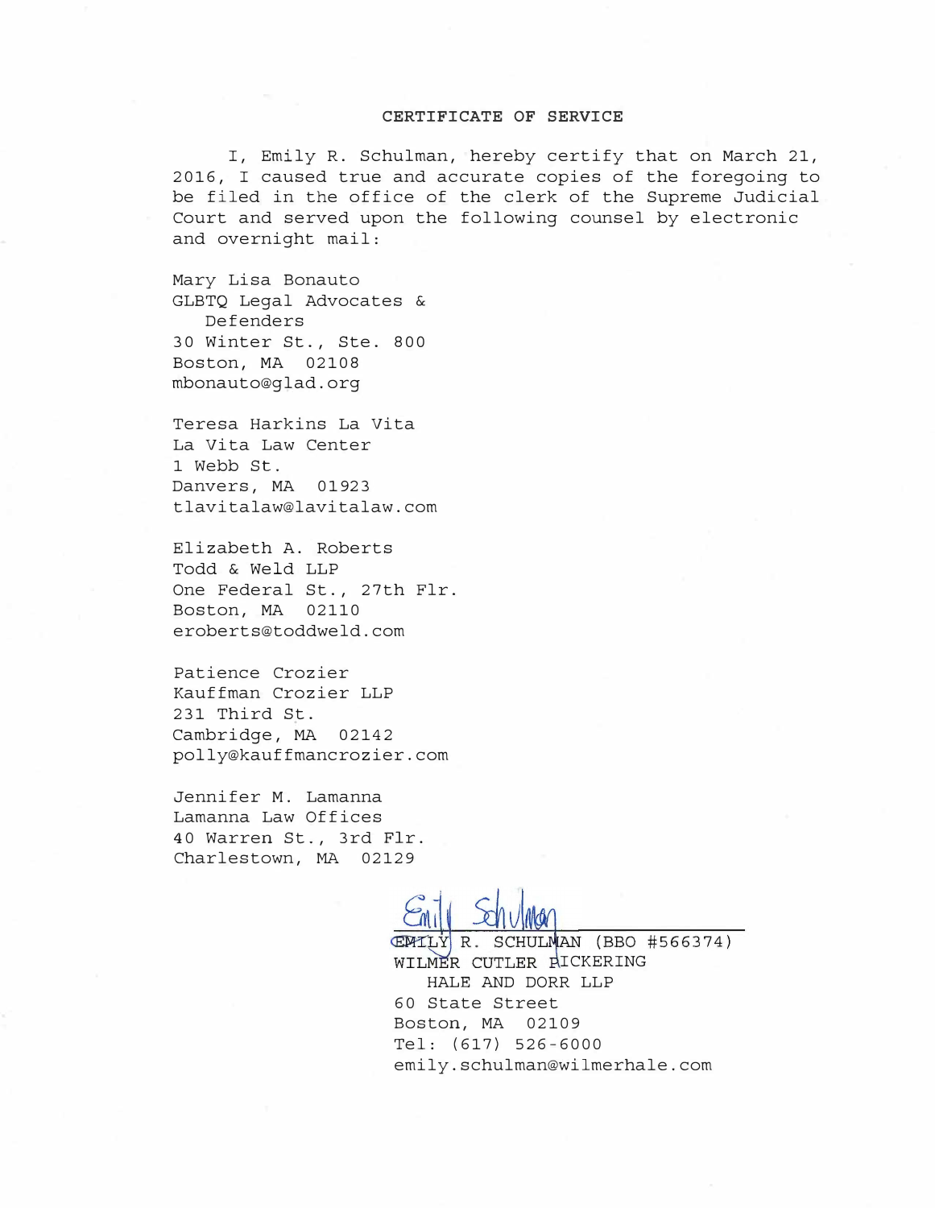## CERTIFICATE OF SERVICE

I, Emily R. Schulman, hereby certify that on March 21, 2016, I caused true and accurate copies of the foregoing to be filed in the office of the clerk of the Supreme Judicial Court and served upon the following counsel by electronic and overnight mail:

Mary Lisa Bonauto  
GLBTQ Legal Advocates & Defenders  
30 Winter St., Ste. 800  
Boston, MA 02108  
mbonauto@glad.org

Teresa Harkins La Vita  
La Vita Law Center  
1 Webb St.  
Danvers, MA 01923  
tlavitalaw@lavitalaw.com

Elizabeth A. Roberts  
Todd & Weld LLP  
One Federal St., 27th Flr.  
Boston, MA 02110  
eroberts@toddweld.com

Patience Crozier  
Kauffman Crozier LLP  
231 Third St.  
Cambridge, MA 02142  
polly@kauffmancrozier.com

Jennifer M. Lamanna  
Lamanna Law Offices  
40 Warren St., 3rd Flr.  
Charlestown, MA 02129

Emily Schulman  
EMILY R. SCHULMAN (BBO #566374)  
WILMER CUTLER PICKERING HALE AND DORR LLP  
60 State Street  
Boston, MA 02109  
Tel: (617) 526-6000  
emily.schulman@wilmerhale.com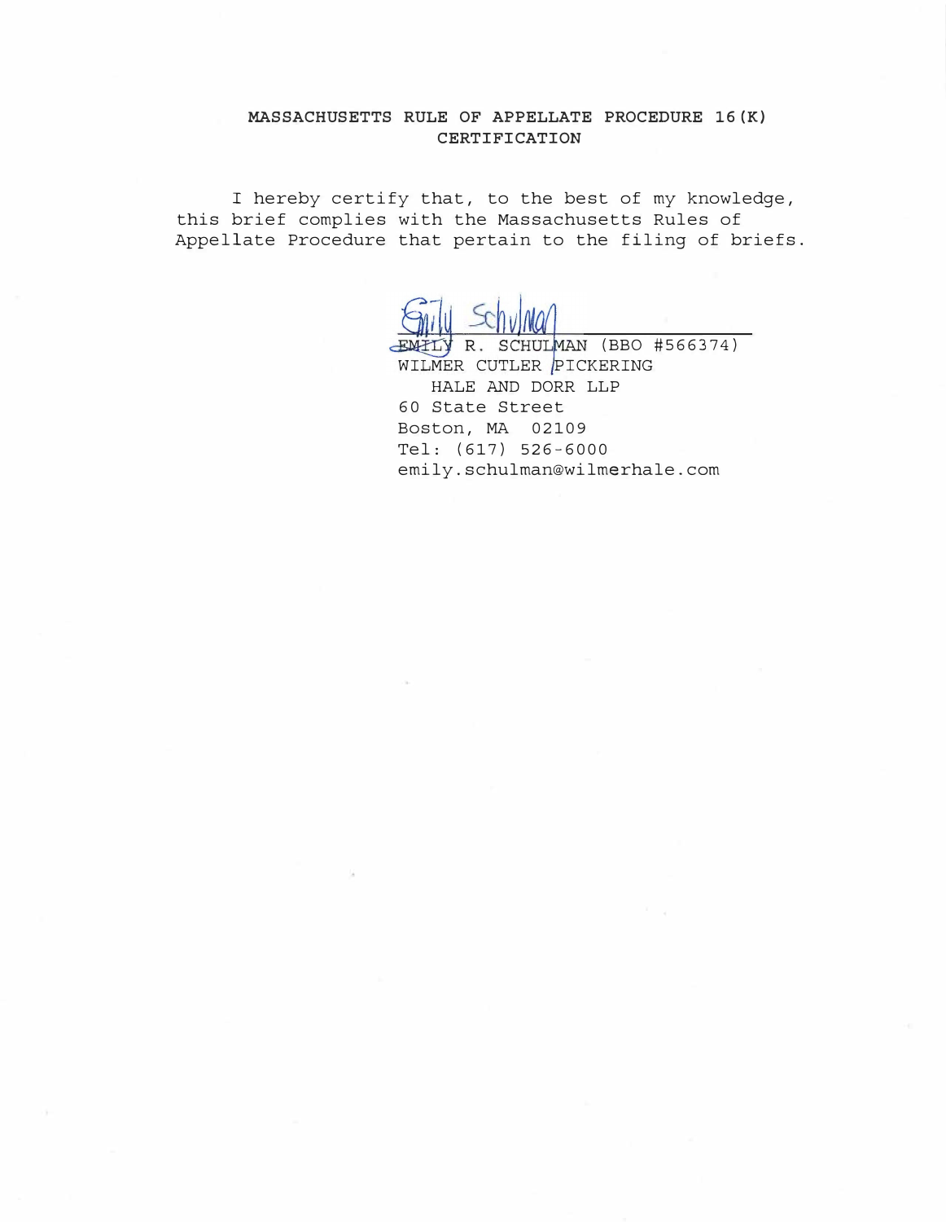## MASSACHUSETTS RULE OF APPELLATE PROCEDURE 16(K) CERTIFICATION

I hereby certify that, to the best of my knowledge, this brief complies with the Massachusetts Rules of Appellate Procedure that pertain to the filing of briefs.

Emily Schulman

EMILY R. SCHULMAN (BBO #566374)
WILMER CUTLER PICKERING
HALE AND DORR LLP
60 State Street
Boston, MA 02109
Tel: (617) 526-6000
emily.schulman@wilmerhale.com